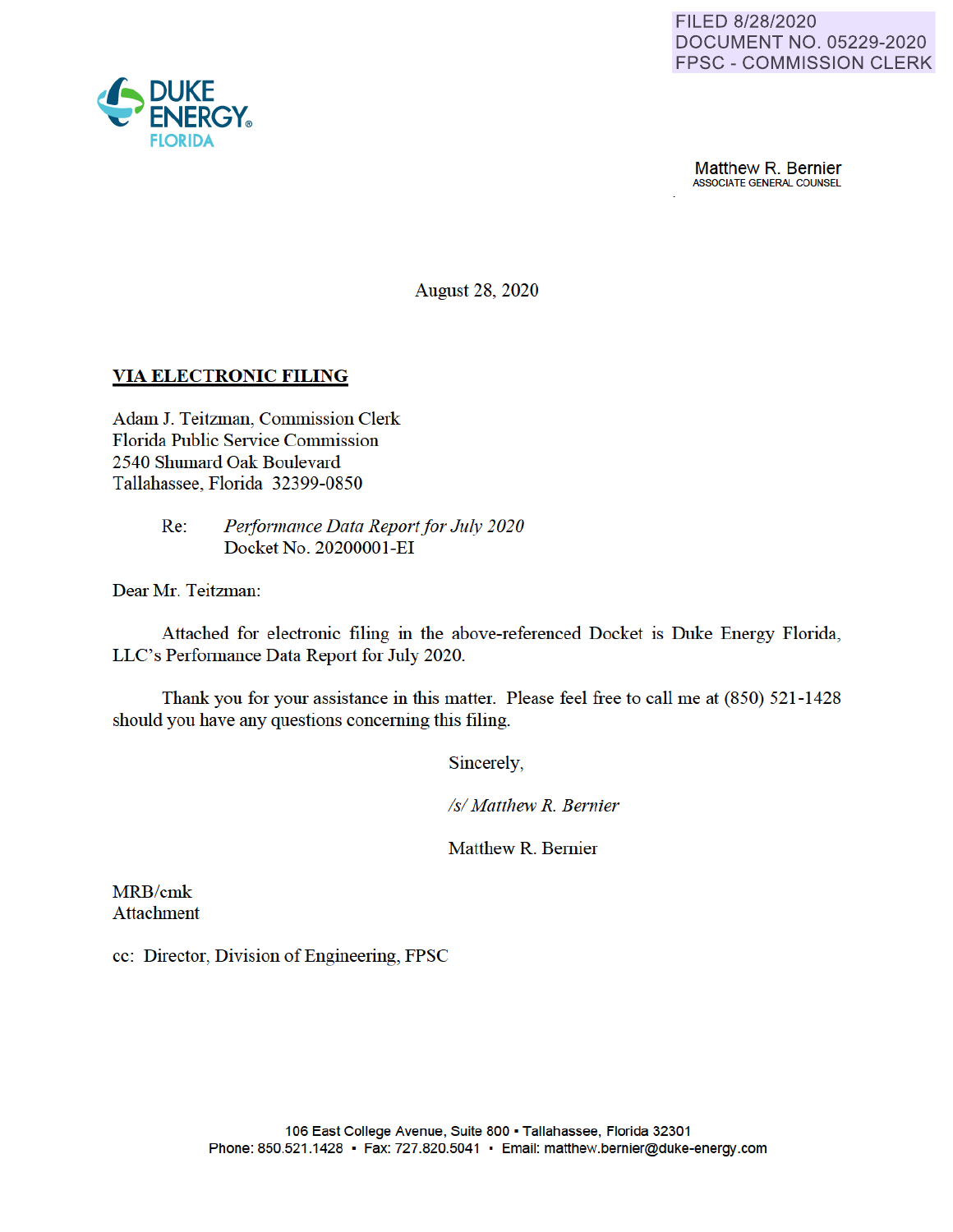FILED 8/28/2020
DOCUMENT NO. 05229-2020
FPSC - COMMISSION CLERK

DUKE ENERGY.
FLORIDA

Matthew R. Bernier
ASSOCIATE GENERAL COUNSEL

August 28, 2020

**VIA ELECTRONIC FILING**

Adam J. Teitzman, Commission Clerk
Florida Public Service Commission
2540 Shumard Oak Boulevard
Tallahassee, Florida 32399-0850

Re: *Performance Data Report for July 2020*
Docket No. 20200001-EI

Dear Mr. Teitzman:

Attached for electronic filing in the above-referenced Docket is Duke Energy Florida, LLC's Performance Data Report for July 2020.

Thank you for your assistance in this matter. Please feel free to call me at (850) 521-1428 should you have any questions concerning this filing.

Sincerely,

*/s/ Matthew R. Bernier*

Matthew R. Bernier

MRB/cmk
Attachment

cc: Director, Division of Engineering, FPSC

106 East College Avenue, Suite 800 ▪ Tallahassee, Florida 32301
Phone: 850.521.1428 ▪ Fax: 727.820.5041 ▪ Email: matthew.bernier@duke-energy.com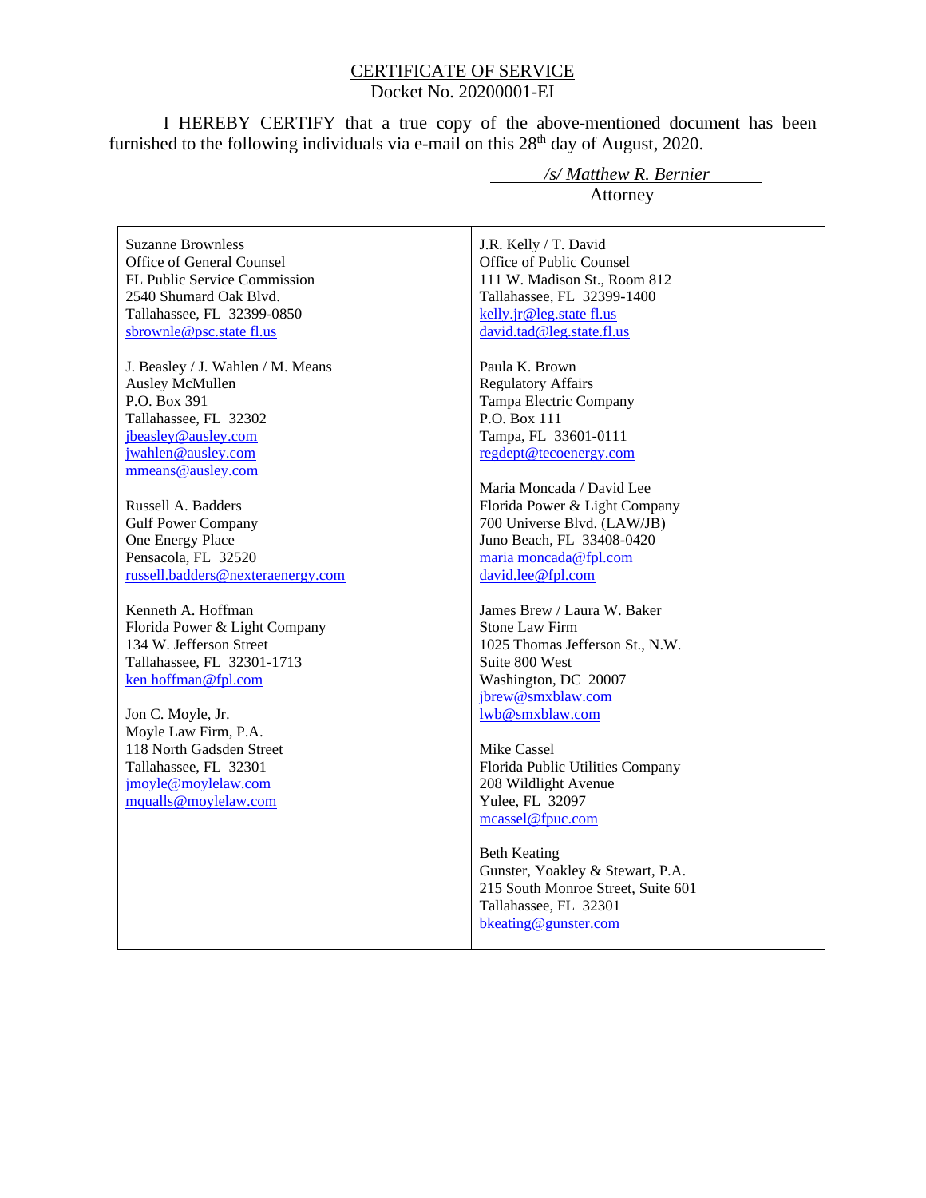# CERTIFICATE OF SERVICE

Docket No. 20200001-EI

I HEREBY CERTIFY that a true copy of the above-mentioned document has been furnished to the following individuals via e-mail on this 28th day of August, 2020.

*/s/ Matthew R. Bernier*
Attorney

Suzanne Brownless
Office of General Counsel
FL Public Service Commission
2540 Shumard Oak Blvd.
Tallahassee, FL 32399-0850
sbrownle@psc.state fl.us

J. Beasley / J. Wahlen / M. Means
Ausley McMullen
P.O. Box 391
Tallahassee, FL 32302
jbeasley@ausley.com
jwahlen@ausley.com
mmeans@ausley.com

Russell A. Badders
Gulf Power Company
One Energy Place
Pensacola, FL 32520
russell.badders@nexteraenergy.com

Kenneth A. Hoffman
Florida Power & Light Company
134 W. Jefferson Street
Tallahassee, FL 32301-1713
ken hoffman@fpl.com

Jon C. Moyle, Jr.
Moyle Law Firm, P.A.
118 North Gadsden Street
Tallahassee, FL 32301
jmoyle@moylelaw.com
mqualls@moylelaw.com

J.R. Kelly / T. David
Office of Public Counsel
111 W. Madison St., Room 812
Tallahassee, FL 32399-1400
kelly.jr@leg.state fl.us
david.tad@leg.state.fl.us

Paula K. Brown
Regulatory Affairs
Tampa Electric Company
P.O. Box 111
Tampa, FL 33601-0111
regdept@tecoenergy.com

Maria Moncada / David Lee
Florida Power & Light Company
700 Universe Blvd. (LAW/JB)
Juno Beach, FL 33408-0420
maria moncada@fpl.com
david.lee@fpl.com

James Brew / Laura W. Baker
Stone Law Firm
1025 Thomas Jefferson St., N.W.
Suite 800 West
Washington, DC 20007
jbrew@smxblaw.com
lwb@smxblaw.com

Mike Cassel
Florida Public Utilities Company
208 Wildlight Avenue
Yulee, FL 32097
mcassel@fpuc.com

Beth Keating
Gunster, Yoakley & Stewart, P.A.
215 South Monroe Street, Suite 601
Tallahassee, FL 32301
bkeating@gunster.com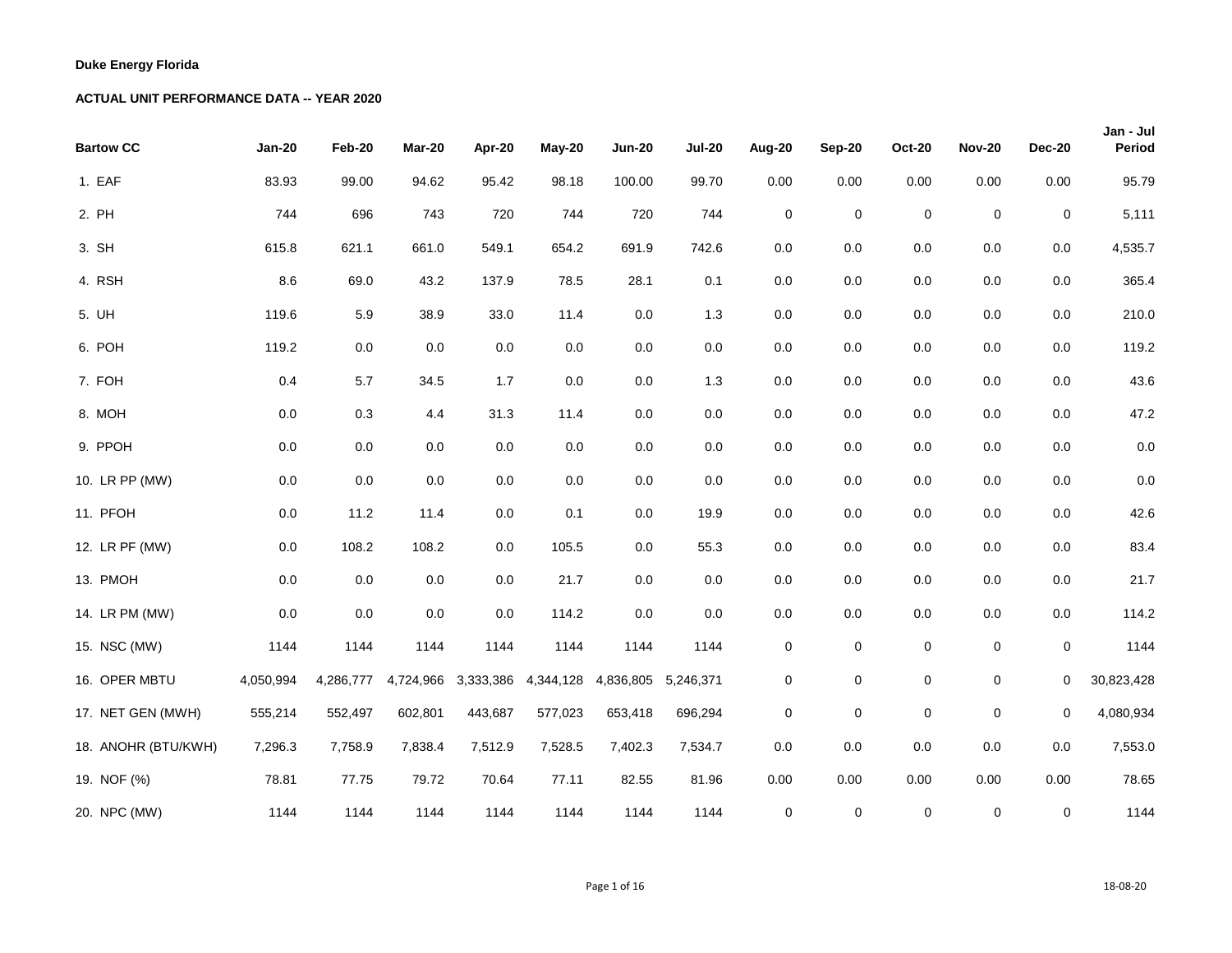**Duke Energy Florida**

**ACTUAL UNIT PERFORMANCE DATA -- YEAR 2020**

| Bartow CC | Jan-20 | Feb-20 | Mar-20 | Apr-20 | May-20 | Jun-20 | Jul-20 | Aug-20 | Sep-20 | Oct-20 | Nov-20 | Dec-20 | Jan - Jul Period |
|---|---|---|---|---|---|---|---|---|---|---|---|---|---|
| 1. EAF | 83.93 | 99.00 | 94.62 | 95.42 | 98.18 | 100.00 | 99.70 | 0.00 | 0.00 | 0.00 | 0.00 | 0.00 | 95.79 |
| 2. PH | 744 | 696 | 743 | 720 | 744 | 720 | 744 | 0 | 0 | 0 | 0 | 0 | 5,111 |
| 3. SH | 615.8 | 621.1 | 661.0 | 549.1 | 654.2 | 691.9 | 742.6 | 0.0 | 0.0 | 0.0 | 0.0 | 0.0 | 4,535.7 |
| 4. RSH | 8.6 | 69.0 | 43.2 | 137.9 | 78.5 | 28.1 | 0.1 | 0.0 | 0.0 | 0.0 | 0.0 | 0.0 | 365.4 |
| 5. UH | 119.6 | 5.9 | 38.9 | 33.0 | 11.4 | 0.0 | 1.3 | 0.0 | 0.0 | 0.0 | 0.0 | 0.0 | 210.0 |
| 6. POH | 119.2 | 0.0 | 0.0 | 0.0 | 0.0 | 0.0 | 0.0 | 0.0 | 0.0 | 0.0 | 0.0 | 0.0 | 119.2 |
| 7. FOH | 0.4 | 5.7 | 34.5 | 1.7 | 0.0 | 0.0 | 1.3 | 0.0 | 0.0 | 0.0 | 0.0 | 0.0 | 43.6 |
| 8. MOH | 0.0 | 0.3 | 4.4 | 31.3 | 11.4 | 0.0 | 0.0 | 0.0 | 0.0 | 0.0 | 0.0 | 0.0 | 47.2 |
| 9. PPOH | 0.0 | 0.0 | 0.0 | 0.0 | 0.0 | 0.0 | 0.0 | 0.0 | 0.0 | 0.0 | 0.0 | 0.0 | 0.0 |
| 10. LR PP (MW) | 0.0 | 0.0 | 0.0 | 0.0 | 0.0 | 0.0 | 0.0 | 0.0 | 0.0 | 0.0 | 0.0 | 0.0 | 0.0 |
| 11. PFOH | 0.0 | 11.2 | 11.4 | 0.0 | 0.1 | 0.0 | 19.9 | 0.0 | 0.0 | 0.0 | 0.0 | 0.0 | 42.6 |
| 12. LR PF (MW) | 0.0 | 108.2 | 108.2 | 0.0 | 105.5 | 0.0 | 55.3 | 0.0 | 0.0 | 0.0 | 0.0 | 0.0 | 83.4 |
| 13. PMOH | 0.0 | 0.0 | 0.0 | 0.0 | 21.7 | 0.0 | 0.0 | 0.0 | 0.0 | 0.0 | 0.0 | 0.0 | 21.7 |
| 14. LR PM (MW) | 0.0 | 0.0 | 0.0 | 0.0 | 114.2 | 0.0 | 0.0 | 0.0 | 0.0 | 0.0 | 0.0 | 0.0 | 114.2 |
| 15. NSC (MW) | 1144 | 1144 | 1144 | 1144 | 1144 | 1144 | 1144 | 0 | 0 | 0 | 0 | 0 | 1144 |
| 16. OPER MBTU | 4,050,994 | 4,286,777 | 4,724,966 | 3,333,386 | 4,344,128 | 4,836,805 | 5,246,371 | 0 | 0 | 0 | 0 | 0 | 30,823,428 |
| 17. NET GEN (MWH) | 555,214 | 552,497 | 602,801 | 443,687 | 577,023 | 653,418 | 696,294 | 0 | 0 | 0 | 0 | 0 | 4,080,934 |
| 18. ANOHR (BTU/KWH) | 7,296.3 | 7,758.9 | 7,838.4 | 7,512.9 | 7,528.5 | 7,402.3 | 7,534.7 | 0.0 | 0.0 | 0.0 | 0.0 | 0.0 | 7,553.0 |
| 19. NOF (%) | 78.81 | 77.75 | 79.72 | 70.64 | 77.11 | 82.55 | 81.96 | 0.00 | 0.00 | 0.00 | 0.00 | 0.00 | 78.65 |
| 20. NPC (MW) | 1144 | 1144 | 1144 | 1144 | 1144 | 1144 | 1144 | 0 | 0 | 0 | 0 | 0 | 1144 |

18-08-20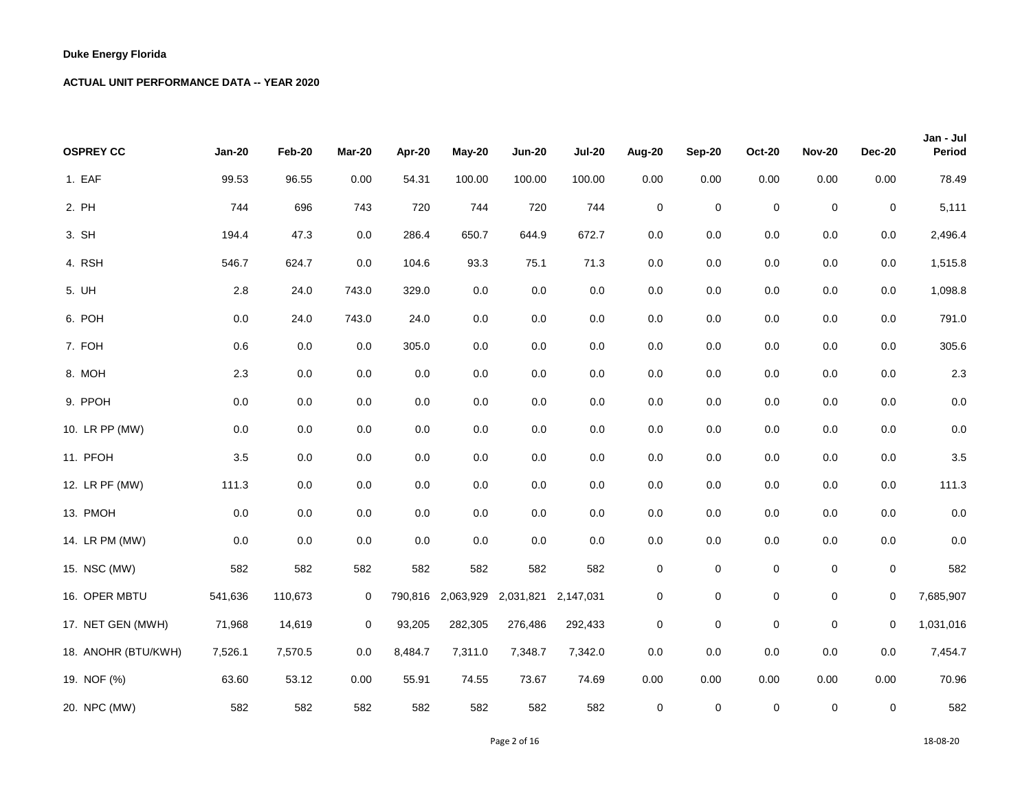**Duke Energy Florida**

**ACTUAL UNIT PERFORMANCE DATA -- YEAR 2020**

| OSPREY CC | Jan-20 | Feb-20 | Mar-20 | Apr-20 | May-20 | Jun-20 | Jul-20 | Aug-20 | Sep-20 | Oct-20 | Nov-20 | Dec-20 | Jan - Jul Period |
|---|---|---|---|---|---|---|---|---|---|---|---|---|---|
| 1. EAF | 99.53 | 96.55 | 0.00 | 54.31 | 100.00 | 100.00 | 100.00 | 0.00 | 0.00 | 0.00 | 0.00 | 0.00 | 78.49 |
| 2. PH | 744 | 696 | 743 | 720 | 744 | 720 | 744 | 0 | 0 | 0 | 0 | 0 | 5,111 |
| 3. SH | 194.4 | 47.3 | 0.0 | 286.4 | 650.7 | 644.9 | 672.7 | 0.0 | 0.0 | 0.0 | 0.0 | 0.0 | 2,496.4 |
| 4. RSH | 546.7 | 624.7 | 0.0 | 104.6 | 93.3 | 75.1 | 71.3 | 0.0 | 0.0 | 0.0 | 0.0 | 0.0 | 1,515.8 |
| 5. UH | 2.8 | 24.0 | 743.0 | 329.0 | 0.0 | 0.0 | 0.0 | 0.0 | 0.0 | 0.0 | 0.0 | 0.0 | 1,098.8 |
| 6. POH | 0.0 | 24.0 | 743.0 | 24.0 | 0.0 | 0.0 | 0.0 | 0.0 | 0.0 | 0.0 | 0.0 | 0.0 | 791.0 |
| 7. FOH | 0.6 | 0.0 | 0.0 | 305.0 | 0.0 | 0.0 | 0.0 | 0.0 | 0.0 | 0.0 | 0.0 | 0.0 | 305.6 |
| 8. MOH | 2.3 | 0.0 | 0.0 | 0.0 | 0.0 | 0.0 | 0.0 | 0.0 | 0.0 | 0.0 | 0.0 | 0.0 | 2.3 |
| 9. PPOH | 0.0 | 0.0 | 0.0 | 0.0 | 0.0 | 0.0 | 0.0 | 0.0 | 0.0 | 0.0 | 0.0 | 0.0 | 0.0 |
| 10. LR PP (MW) | 0.0 | 0.0 | 0.0 | 0.0 | 0.0 | 0.0 | 0.0 | 0.0 | 0.0 | 0.0 | 0.0 | 0.0 | 0.0 |
| 11. PFOH | 3.5 | 0.0 | 0.0 | 0.0 | 0.0 | 0.0 | 0.0 | 0.0 | 0.0 | 0.0 | 0.0 | 0.0 | 3.5 |
| 12. LR PF (MW) | 111.3 | 0.0 | 0.0 | 0.0 | 0.0 | 0.0 | 0.0 | 0.0 | 0.0 | 0.0 | 0.0 | 0.0 | 111.3 |
| 13. PMOH | 0.0 | 0.0 | 0.0 | 0.0 | 0.0 | 0.0 | 0.0 | 0.0 | 0.0 | 0.0 | 0.0 | 0.0 | 0.0 |
| 14. LR PM (MW) | 0.0 | 0.0 | 0.0 | 0.0 | 0.0 | 0.0 | 0.0 | 0.0 | 0.0 | 0.0 | 0.0 | 0.0 | 0.0 |
| 15. NSC (MW) | 582 | 582 | 582 | 582 | 582 | 582 | 582 | 0 | 0 | 0 | 0 | 0 | 582 |
| 16. OPER MBTU | 541,636 | 110,673 | 0 | 790,816 | 2,063,929 | 2,031,821 | 2,147,031 | 0 | 0 | 0 | 0 | 0 | 7,685,907 |
| 17. NET GEN (MWH) | 71,968 | 14,619 | 0 | 93,205 | 282,305 | 276,486 | 292,433 | 0 | 0 | 0 | 0 | 0 | 1,031,016 |
| 18. ANOHR (BTU/KWH) | 7,526.1 | 7,570.5 | 0.0 | 8,484.7 | 7,311.0 | 7,348.7 | 7,342.0 | 0.0 | 0.0 | 0.0 | 0.0 | 0.0 | 7,454.7 |
| 19. NOF (%) | 63.60 | 53.12 | 0.00 | 55.91 | 74.55 | 73.67 | 74.69 | 0.00 | 0.00 | 0.00 | 0.00 | 0.00 | 70.96 |
| 20. NPC (MW) | 582 | 582 | 582 | 582 | 582 | 582 | 582 | 0 | 0 | 0 | 0 | 0 | 582 |

18-08-20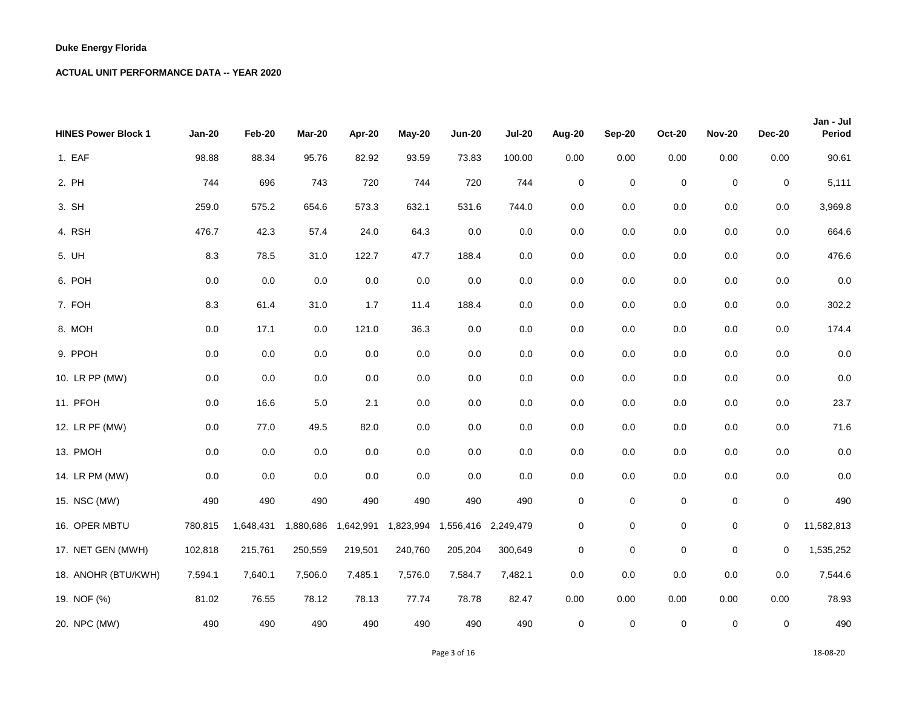**Duke Energy Florida**

**ACTUAL UNIT PERFORMANCE DATA -- YEAR 2020**

| HINES Power Block 1 | Jan-20 | Feb-20 | Mar-20 | Apr-20 | May-20 | Jun-20 | Jul-20 | Aug-20 | Sep-20 | Oct-20 | Nov-20 | Dec-20 | Jan - Jul Period |
|---|---|---|---|---|---|---|---|---|---|---|---|---|---|
| 1. EAF | 98.88 | 88.34 | 95.76 | 82.92 | 93.59 | 73.83 | 100.00 | 0.00 | 0.00 | 0.00 | 0.00 | 0.00 | 90.61 |
| 2. PH | 744 | 696 | 743 | 720 | 744 | 720 | 744 | 0 | 0 | 0 | 0 | 0 | 5,111 |
| 3. SH | 259.0 | 575.2 | 654.6 | 573.3 | 632.1 | 531.6 | 744.0 | 0.0 | 0.0 | 0.0 | 0.0 | 0.0 | 3,969.8 |
| 4. RSH | 476.7 | 42.3 | 57.4 | 24.0 | 64.3 | 0.0 | 0.0 | 0.0 | 0.0 | 0.0 | 0.0 | 0.0 | 664.6 |
| 5. UH | 8.3 | 78.5 | 31.0 | 122.7 | 47.7 | 188.4 | 0.0 | 0.0 | 0.0 | 0.0 | 0.0 | 0.0 | 476.6 |
| 6. POH | 0.0 | 0.0 | 0.0 | 0.0 | 0.0 | 0.0 | 0.0 | 0.0 | 0.0 | 0.0 | 0.0 | 0.0 | 0.0 |
| 7. FOH | 8.3 | 61.4 | 31.0 | 1.7 | 11.4 | 188.4 | 0.0 | 0.0 | 0.0 | 0.0 | 0.0 | 0.0 | 302.2 |
| 8. MOH | 0.0 | 17.1 | 0.0 | 121.0 | 36.3 | 0.0 | 0.0 | 0.0 | 0.0 | 0.0 | 0.0 | 0.0 | 174.4 |
| 9. PPOH | 0.0 | 0.0 | 0.0 | 0.0 | 0.0 | 0.0 | 0.0 | 0.0 | 0.0 | 0.0 | 0.0 | 0.0 | 0.0 |
| 10. LR PP (MW) | 0.0 | 0.0 | 0.0 | 0.0 | 0.0 | 0.0 | 0.0 | 0.0 | 0.0 | 0.0 | 0.0 | 0.0 | 0.0 |
| 11. PFOH | 0.0 | 16.6 | 5.0 | 2.1 | 0.0 | 0.0 | 0.0 | 0.0 | 0.0 | 0.0 | 0.0 | 0.0 | 23.7 |
| 12. LR PF (MW) | 0.0 | 77.0 | 49.5 | 82.0 | 0.0 | 0.0 | 0.0 | 0.0 | 0.0 | 0.0 | 0.0 | 0.0 | 71.6 |
| 13. PMOH | 0.0 | 0.0 | 0.0 | 0.0 | 0.0 | 0.0 | 0.0 | 0.0 | 0.0 | 0.0 | 0.0 | 0.0 | 0.0 |
| 14. LR PM (MW) | 0.0 | 0.0 | 0.0 | 0.0 | 0.0 | 0.0 | 0.0 | 0.0 | 0.0 | 0.0 | 0.0 | 0.0 | 0.0 |
| 15. NSC (MW) | 490 | 490 | 490 | 490 | 490 | 490 | 490 | 0 | 0 | 0 | 0 | 0 | 490 |
| 16. OPER MBTU | 780,815 | 1,648,431 | 1,880,686 | 1,642,991 | 1,823,994 | 1,556,416 | 2,249,479 | 0 | 0 | 0 | 0 | 0 | 11,582,813 |
| 17. NET GEN (MWH) | 102,818 | 215,761 | 250,559 | 219,501 | 240,760 | 205,204 | 300,649 | 0 | 0 | 0 | 0 | 0 | 1,535,252 |
| 18. ANOHR (BTU/KWH) | 7,594.1 | 7,640.1 | 7,506.0 | 7,485.1 | 7,576.0 | 7,584.7 | 7,482.1 | 0.0 | 0.0 | 0.0 | 0.0 | 0.0 | 7,544.6 |
| 19. NOF (%) | 81.02 | 76.55 | 78.12 | 78.13 | 77.74 | 78.78 | 82.47 | 0.00 | 0.00 | 0.00 | 0.00 | 0.00 | 78.93 |
| 20. NPC (MW) | 490 | 490 | 490 | 490 | 490 | 490 | 490 | 0 | 0 | 0 | 0 | 0 | 490 |

18-08-20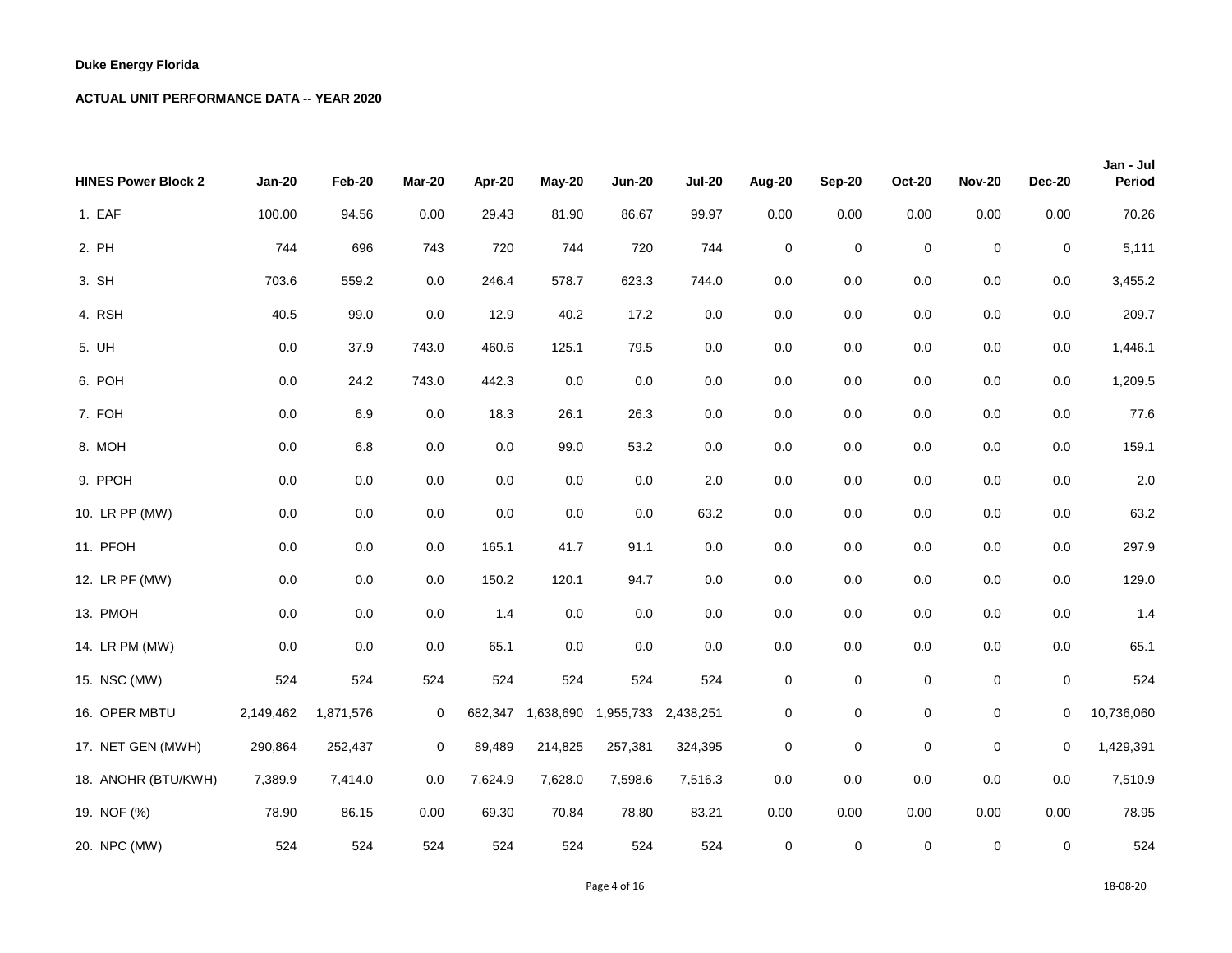**Duke Energy Florida**

**ACTUAL UNIT PERFORMANCE DATA -- YEAR 2020**

| HINES Power Block 2 | Jan-20 | Feb-20 | Mar-20 | Apr-20 | May-20 | Jun-20 | Jul-20 | Aug-20 | Sep-20 | Oct-20 | Nov-20 | Dec-20 | Jan - Jul Period |
|---|---|---|---|---|---|---|---|---|---|---|---|---|---|
| 1. EAF | 100.00 | 94.56 | 0.00 | 29.43 | 81.90 | 86.67 | 99.97 | 0.00 | 0.00 | 0.00 | 0.00 | 0.00 | 70.26 |
| 2. PH | 744 | 696 | 743 | 720 | 744 | 720 | 744 | 0 | 0 | 0 | 0 | 0 | 5,111 |
| 3. SH | 703.6 | 559.2 | 0.0 | 246.4 | 578.7 | 623.3 | 744.0 | 0.0 | 0.0 | 0.0 | 0.0 | 0.0 | 3,455.2 |
| 4. RSH | 40.5 | 99.0 | 0.0 | 12.9 | 40.2 | 17.2 | 0.0 | 0.0 | 0.0 | 0.0 | 0.0 | 0.0 | 209.7 |
| 5. UH | 0.0 | 37.9 | 743.0 | 460.6 | 125.1 | 79.5 | 0.0 | 0.0 | 0.0 | 0.0 | 0.0 | 0.0 | 1,446.1 |
| 6. POH | 0.0 | 24.2 | 743.0 | 442.3 | 0.0 | 0.0 | 0.0 | 0.0 | 0.0 | 0.0 | 0.0 | 0.0 | 1,209.5 |
| 7. FOH | 0.0 | 6.9 | 0.0 | 18.3 | 26.1 | 26.3 | 0.0 | 0.0 | 0.0 | 0.0 | 0.0 | 0.0 | 77.6 |
| 8. MOH | 0.0 | 6.8 | 0.0 | 0.0 | 99.0 | 53.2 | 0.0 | 0.0 | 0.0 | 0.0 | 0.0 | 0.0 | 159.1 |
| 9. PPOH | 0.0 | 0.0 | 0.0 | 0.0 | 0.0 | 0.0 | 2.0 | 0.0 | 0.0 | 0.0 | 0.0 | 0.0 | 2.0 |
| 10. LR PP (MW) | 0.0 | 0.0 | 0.0 | 0.0 | 0.0 | 0.0 | 63.2 | 0.0 | 0.0 | 0.0 | 0.0 | 0.0 | 63.2 |
| 11. PFOH | 0.0 | 0.0 | 0.0 | 165.1 | 41.7 | 91.1 | 0.0 | 0.0 | 0.0 | 0.0 | 0.0 | 0.0 | 297.9 |
| 12. LR PF (MW) | 0.0 | 0.0 | 0.0 | 150.2 | 120.1 | 94.7 | 0.0 | 0.0 | 0.0 | 0.0 | 0.0 | 0.0 | 129.0 |
| 13. PMOH | 0.0 | 0.0 | 0.0 | 1.4 | 0.0 | 0.0 | 0.0 | 0.0 | 0.0 | 0.0 | 0.0 | 0.0 | 1.4 |
| 14. LR PM (MW) | 0.0 | 0.0 | 0.0 | 65.1 | 0.0 | 0.0 | 0.0 | 0.0 | 0.0 | 0.0 | 0.0 | 0.0 | 65.1 |
| 15. NSC (MW) | 524 | 524 | 524 | 524 | 524 | 524 | 524 | 0 | 0 | 0 | 0 | 0 | 524 |
| 16. OPER MBTU | 2,149,462 | 1,871,576 | 0 | 682,347 | 1,638,690 | 1,955,733 | 2,438,251 | 0 | 0 | 0 | 0 | 0 | 10,736,060 |
| 17. NET GEN (MWH) | 290,864 | 252,437 | 0 | 89,489 | 214,825 | 257,381 | 324,395 | 0 | 0 | 0 | 0 | 0 | 1,429,391 |
| 18. ANOHR (BTU/KWH) | 7,389.9 | 7,414.0 | 0.0 | 7,624.9 | 7,628.0 | 7,598.6 | 7,516.3 | 0.0 | 0.0 | 0.0 | 0.0 | 0.0 | 7,510.9 |
| 19. NOF (%) | 78.90 | 86.15 | 0.00 | 69.30 | 70.84 | 78.80 | 83.21 | 0.00 | 0.00 | 0.00 | 0.00 | 0.00 | 78.95 |
| 20. NPC (MW) | 524 | 524 | 524 | 524 | 524 | 524 | 524 | 0 | 0 | 0 | 0 | 0 | 524 |

18-08-20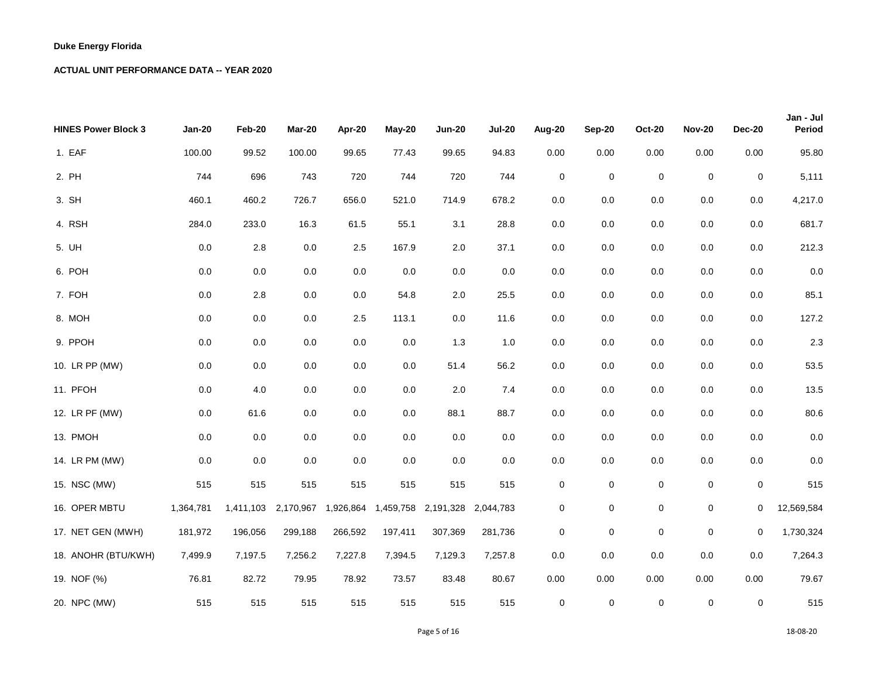**Duke Energy Florida**

**ACTUAL UNIT PERFORMANCE DATA -- YEAR 2020**

| HINES Power Block 3 | Jan-20 | Feb-20 | Mar-20 | Apr-20 | May-20 | Jun-20 | Jul-20 | Aug-20 | Sep-20 | Oct-20 | Nov-20 | Dec-20 | Jan - Jul Period |
|---|---|---|---|---|---|---|---|---|---|---|---|---|---|
| 1. EAF | 100.00 | 99.52 | 100.00 | 99.65 | 77.43 | 99.65 | 94.83 | 0.00 | 0.00 | 0.00 | 0.00 | 0.00 | 95.80 |
| 2. PH | 744 | 696 | 743 | 720 | 744 | 720 | 744 | 0 | 0 | 0 | 0 | 0 | 5,111 |
| 3. SH | 460.1 | 460.2 | 726.7 | 656.0 | 521.0 | 714.9 | 678.2 | 0.0 | 0.0 | 0.0 | 0.0 | 0.0 | 4,217.0 |
| 4. RSH | 284.0 | 233.0 | 16.3 | 61.5 | 55.1 | 3.1 | 28.8 | 0.0 | 0.0 | 0.0 | 0.0 | 0.0 | 681.7 |
| 5. UH | 0.0 | 2.8 | 0.0 | 2.5 | 167.9 | 2.0 | 37.1 | 0.0 | 0.0 | 0.0 | 0.0 | 0.0 | 212.3 |
| 6. POH | 0.0 | 0.0 | 0.0 | 0.0 | 0.0 | 0.0 | 0.0 | 0.0 | 0.0 | 0.0 | 0.0 | 0.0 | 0.0 |
| 7. FOH | 0.0 | 2.8 | 0.0 | 0.0 | 54.8 | 2.0 | 25.5 | 0.0 | 0.0 | 0.0 | 0.0 | 0.0 | 85.1 |
| 8. MOH | 0.0 | 0.0 | 0.0 | 2.5 | 113.1 | 0.0 | 11.6 | 0.0 | 0.0 | 0.0 | 0.0 | 0.0 | 127.2 |
| 9. PPOH | 0.0 | 0.0 | 0.0 | 0.0 | 0.0 | 1.3 | 1.0 | 0.0 | 0.0 | 0.0 | 0.0 | 0.0 | 2.3 |
| 10. LR PP (MW) | 0.0 | 0.0 | 0.0 | 0.0 | 0.0 | 51.4 | 56.2 | 0.0 | 0.0 | 0.0 | 0.0 | 0.0 | 53.5 |
| 11. PFOH | 0.0 | 4.0 | 0.0 | 0.0 | 0.0 | 2.0 | 7.4 | 0.0 | 0.0 | 0.0 | 0.0 | 0.0 | 13.5 |
| 12. LR PF (MW) | 0.0 | 61.6 | 0.0 | 0.0 | 0.0 | 88.1 | 88.7 | 0.0 | 0.0 | 0.0 | 0.0 | 0.0 | 80.6 |
| 13. PMOH | 0.0 | 0.0 | 0.0 | 0.0 | 0.0 | 0.0 | 0.0 | 0.0 | 0.0 | 0.0 | 0.0 | 0.0 | 0.0 |
| 14. LR PM (MW) | 0.0 | 0.0 | 0.0 | 0.0 | 0.0 | 0.0 | 0.0 | 0.0 | 0.0 | 0.0 | 0.0 | 0.0 | 0.0 |
| 15. NSC (MW) | 515 | 515 | 515 | 515 | 515 | 515 | 515 | 0 | 0 | 0 | 0 | 0 | 515 |
| 16. OPER MBTU | 1,364,781 | 1,411,103 | 2,170,967 | 1,926,864 | 1,459,758 | 2,191,328 | 2,044,783 | 0 | 0 | 0 | 0 | 0 | 12,569,584 |
| 17. NET GEN (MWH) | 181,972 | 196,056 | 299,188 | 266,592 | 197,411 | 307,369 | 281,736 | 0 | 0 | 0 | 0 | 0 | 1,730,324 |
| 18. ANOHR (BTU/KWH) | 7,499.9 | 7,197.5 | 7,256.2 | 7,227.8 | 7,394.5 | 7,129.3 | 7,257.8 | 0.0 | 0.0 | 0.0 | 0.0 | 0.0 | 7,264.3 |
| 19. NOF (%) | 76.81 | 82.72 | 79.95 | 78.92 | 73.57 | 83.48 | 80.67 | 0.00 | 0.00 | 0.00 | 0.00 | 0.00 | 79.67 |
| 20. NPC (MW) | 515 | 515 | 515 | 515 | 515 | 515 | 515 | 0 | 0 | 0 | 0 | 0 | 515 |

18-08-20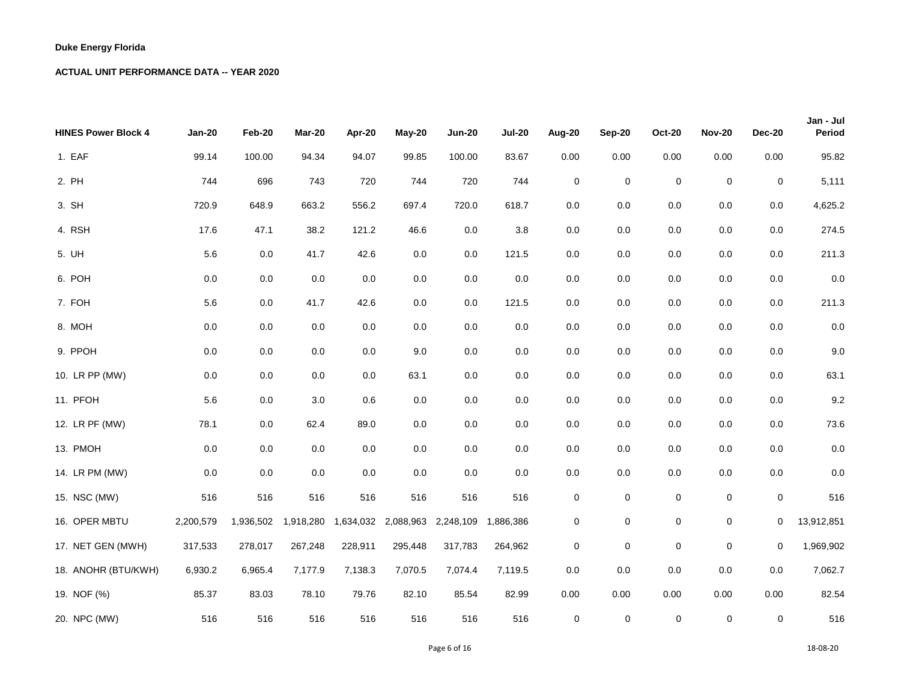**Duke Energy Florida**

**ACTUAL UNIT PERFORMANCE DATA -- YEAR 2020**

| HINES Power Block 4 | Jan-20 | Feb-20 | Mar-20 | Apr-20 | May-20 | Jun-20 | Jul-20 | Aug-20 | Sep-20 | Oct-20 | Nov-20 | Dec-20 | Jan - Jul Period |
|---|---|---|---|---|---|---|---|---|---|---|---|---|---|
| 1. EAF | 99.14 | 100.00 | 94.34 | 94.07 | 99.85 | 100.00 | 83.67 | 0.00 | 0.00 | 0.00 | 0.00 | 0.00 | 95.82 |
| 2. PH | 744 | 696 | 743 | 720 | 744 | 720 | 744 | 0 | 0 | 0 | 0 | 0 | 5,111 |
| 3. SH | 720.9 | 648.9 | 663.2 | 556.2 | 697.4 | 720.0 | 618.7 | 0.0 | 0.0 | 0.0 | 0.0 | 0.0 | 4,625.2 |
| 4. RSH | 17.6 | 47.1 | 38.2 | 121.2 | 46.6 | 0.0 | 3.8 | 0.0 | 0.0 | 0.0 | 0.0 | 0.0 | 274.5 |
| 5. UH | 5.6 | 0.0 | 41.7 | 42.6 | 0.0 | 0.0 | 121.5 | 0.0 | 0.0 | 0.0 | 0.0 | 0.0 | 211.3 |
| 6. POH | 0.0 | 0.0 | 0.0 | 0.0 | 0.0 | 0.0 | 0.0 | 0.0 | 0.0 | 0.0 | 0.0 | 0.0 | 0.0 |
| 7. FOH | 5.6 | 0.0 | 41.7 | 42.6 | 0.0 | 0.0 | 121.5 | 0.0 | 0.0 | 0.0 | 0.0 | 0.0 | 211.3 |
| 8. MOH | 0.0 | 0.0 | 0.0 | 0.0 | 0.0 | 0.0 | 0.0 | 0.0 | 0.0 | 0.0 | 0.0 | 0.0 | 0.0 |
| 9. PPOH | 0.0 | 0.0 | 0.0 | 0.0 | 9.0 | 0.0 | 0.0 | 0.0 | 0.0 | 0.0 | 0.0 | 0.0 | 9.0 |
| 10. LR PP (MW) | 0.0 | 0.0 | 0.0 | 0.0 | 63.1 | 0.0 | 0.0 | 0.0 | 0.0 | 0.0 | 0.0 | 0.0 | 63.1 |
| 11. PFOH | 5.6 | 0.0 | 3.0 | 0.6 | 0.0 | 0.0 | 0.0 | 0.0 | 0.0 | 0.0 | 0.0 | 0.0 | 9.2 |
| 12. LR PF (MW) | 78.1 | 0.0 | 62.4 | 89.0 | 0.0 | 0.0 | 0.0 | 0.0 | 0.0 | 0.0 | 0.0 | 0.0 | 73.6 |
| 13. PMOH | 0.0 | 0.0 | 0.0 | 0.0 | 0.0 | 0.0 | 0.0 | 0.0 | 0.0 | 0.0 | 0.0 | 0.0 | 0.0 |
| 14. LR PM (MW) | 0.0 | 0.0 | 0.0 | 0.0 | 0.0 | 0.0 | 0.0 | 0.0 | 0.0 | 0.0 | 0.0 | 0.0 | 0.0 |
| 15. NSC (MW) | 516 | 516 | 516 | 516 | 516 | 516 | 516 | 0 | 0 | 0 | 0 | 0 | 516 |
| 16. OPER MBTU | 2,200,579 | 1,936,502 | 1,918,280 | 1,634,032 | 2,088,963 | 2,248,109 | 1,886,386 | 0 | 0 | 0 | 0 | 0 | 13,912,851 |
| 17. NET GEN (MWH) | 317,533 | 278,017 | 267,248 | 228,911 | 295,448 | 317,783 | 264,962 | 0 | 0 | 0 | 0 | 0 | 1,969,902 |
| 18. ANOHR (BTU/KWH) | 6,930.2 | 6,965.4 | 7,177.9 | 7,138.3 | 7,070.5 | 7,074.4 | 7,119.5 | 0.0 | 0.0 | 0.0 | 0.0 | 0.0 | 7,062.7 |
| 19. NOF (%) | 85.37 | 83.03 | 78.10 | 79.76 | 82.10 | 85.54 | 82.99 | 0.00 | 0.00 | 0.00 | 0.00 | 0.00 | 82.54 |
| 20. NPC (MW) | 516 | 516 | 516 | 516 | 516 | 516 | 516 | 0 | 0 | 0 | 0 | 0 | 516 |

18-08-20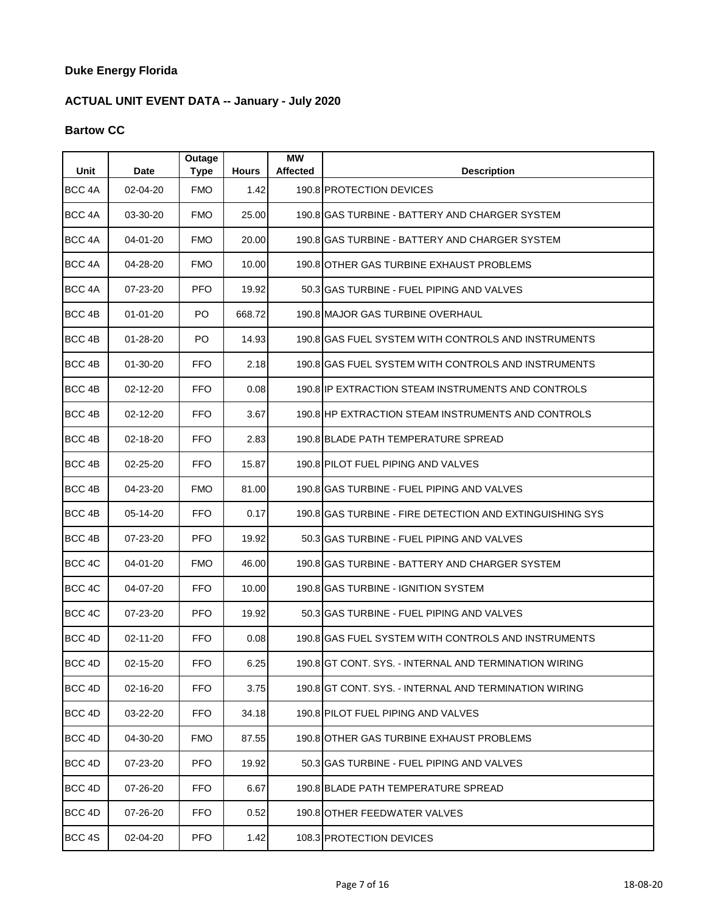**Duke Energy Florida**

**ACTUAL UNIT EVENT DATA -- January - July 2020**

**Bartow CC**

| Unit | Date | Outage Type | Hours | MW Affected | Description |
|---|---|---|---|---|---|
| BCC 4A | 02-04-20 | FMO | 1.42 | 190.8 | PROTECTION DEVICES |
| BCC 4A | 03-30-20 | FMO | 25.00 | 190.8 | GAS TURBINE - BATTERY AND CHARGER SYSTEM |
| BCC 4A | 04-01-20 | FMO | 20.00 | 190.8 | GAS TURBINE - BATTERY AND CHARGER SYSTEM |
| BCC 4A | 04-28-20 | FMO | 10.00 | 190.8 | OTHER GAS TURBINE EXHAUST PROBLEMS |
| BCC 4A | 07-23-20 | PFO | 19.92 | 50.3 | GAS TURBINE - FUEL PIPING AND VALVES |
| BCC 4B | 01-01-20 | PO | 668.72 | 190.8 | MAJOR GAS TURBINE OVERHAUL |
| BCC 4B | 01-28-20 | PO | 14.93 | 190.8 | GAS FUEL SYSTEM WITH CONTROLS AND INSTRUMENTS |
| BCC 4B | 01-30-20 | FFO | 2.18 | 190.8 | GAS FUEL SYSTEM WITH CONTROLS AND INSTRUMENTS |
| BCC 4B | 02-12-20 | FFO | 0.08 | 190.8 | IP EXTRACTION STEAM INSTRUMENTS AND CONTROLS |
| BCC 4B | 02-12-20 | FFO | 3.67 | 190.8 | HP EXTRACTION STEAM INSTRUMENTS AND CONTROLS |
| BCC 4B | 02-18-20 | FFO | 2.83 | 190.8 | BLADE PATH TEMPERATURE SPREAD |
| BCC 4B | 02-25-20 | FFO | 15.87 | 190.8 | PILOT FUEL PIPING AND VALVES |
| BCC 4B | 04-23-20 | FMO | 81.00 | 190.8 | GAS TURBINE - FUEL PIPING AND VALVES |
| BCC 4B | 05-14-20 | FFO | 0.17 | 190.8 | GAS TURBINE - FIRE DETECTION AND EXTINGUISHING SYS |
| BCC 4B | 07-23-20 | PFO | 19.92 | 50.3 | GAS TURBINE - FUEL PIPING AND VALVES |
| BCC 4C | 04-01-20 | FMO | 46.00 | 190.8 | GAS TURBINE - BATTERY AND CHARGER SYSTEM |
| BCC 4C | 04-07-20 | FFO | 10.00 | 190.8 | GAS TURBINE - IGNITION SYSTEM |
| BCC 4C | 07-23-20 | PFO | 19.92 | 50.3 | GAS TURBINE - FUEL PIPING AND VALVES |
| BCC 4D | 02-11-20 | FFO | 0.08 | 190.8 | GAS FUEL SYSTEM WITH CONTROLS AND INSTRUMENTS |
| BCC 4D | 02-15-20 | FFO | 6.25 | 190.8 | GT CONT. SYS. - INTERNAL AND TERMINATION WIRING |
| BCC 4D | 02-16-20 | FFO | 3.75 | 190.8 | GT CONT. SYS. - INTERNAL AND TERMINATION WIRING |
| BCC 4D | 03-22-20 | FFO | 34.18 | 190.8 | PILOT FUEL PIPING AND VALVES |
| BCC 4D | 04-30-20 | FMO | 87.55 | 190.8 | OTHER GAS TURBINE EXHAUST PROBLEMS |
| BCC 4D | 07-23-20 | PFO | 19.92 | 50.3 | GAS TURBINE - FUEL PIPING AND VALVES |
| BCC 4D | 07-26-20 | FFO | 6.67 | 190.8 | BLADE PATH TEMPERATURE SPREAD |
| BCC 4D | 07-26-20 | FFO | 0.52 | 190.8 | OTHER FEEDWATER VALVES |
| BCC 4S | 02-04-20 | PFO | 1.42 | 108.3 | PROTECTION DEVICES |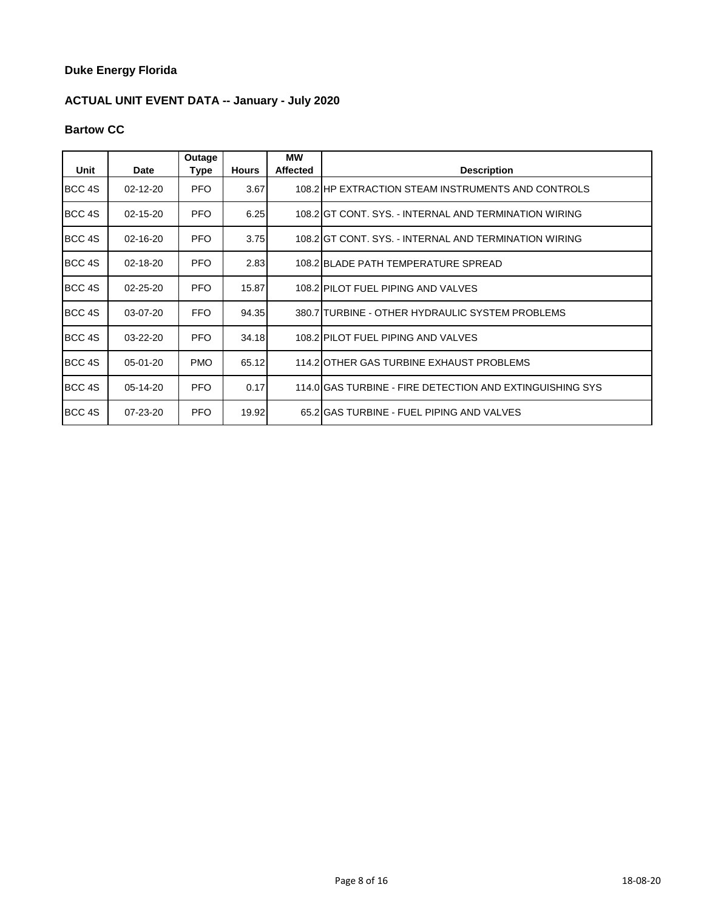**Duke Energy Florida**

**ACTUAL UNIT EVENT DATA -- January - July 2020**

**Bartow CC**

| Unit | Date | Outage Type | Hours | MW Affected | Description |
|---|---|---|---|---|---|
| BCC 4S | 02-12-20 | PFO | 3.67 | 108.2 | HP EXTRACTION STEAM INSTRUMENTS AND CONTROLS |
| BCC 4S | 02-15-20 | PFO | 6.25 | 108.2 | GT CONT. SYS. - INTERNAL AND TERMINATION WIRING |
| BCC 4S | 02-16-20 | PFO | 3.75 | 108.2 | GT CONT. SYS. - INTERNAL AND TERMINATION WIRING |
| BCC 4S | 02-18-20 | PFO | 2.83 | 108.2 | BLADE PATH TEMPERATURE SPREAD |
| BCC 4S | 02-25-20 | PFO | 15.87 | 108.2 | PILOT FUEL PIPING AND VALVES |
| BCC 4S | 03-07-20 | FFO | 94.35 | 380.7 | TURBINE - OTHER HYDRAULIC SYSTEM PROBLEMS |
| BCC 4S | 03-22-20 | PFO | 34.18 | 108.2 | PILOT FUEL PIPING AND VALVES |
| BCC 4S | 05-01-20 | PMO | 65.12 | 114.2 | OTHER GAS TURBINE EXHAUST PROBLEMS |
| BCC 4S | 05-14-20 | PFO | 0.17 | 114.0 | GAS TURBINE - FIRE DETECTION AND EXTINGUISHING SYS |
| BCC 4S | 07-23-20 | PFO | 19.92 | 65.2 | GAS TURBINE - FUEL PIPING AND VALVES |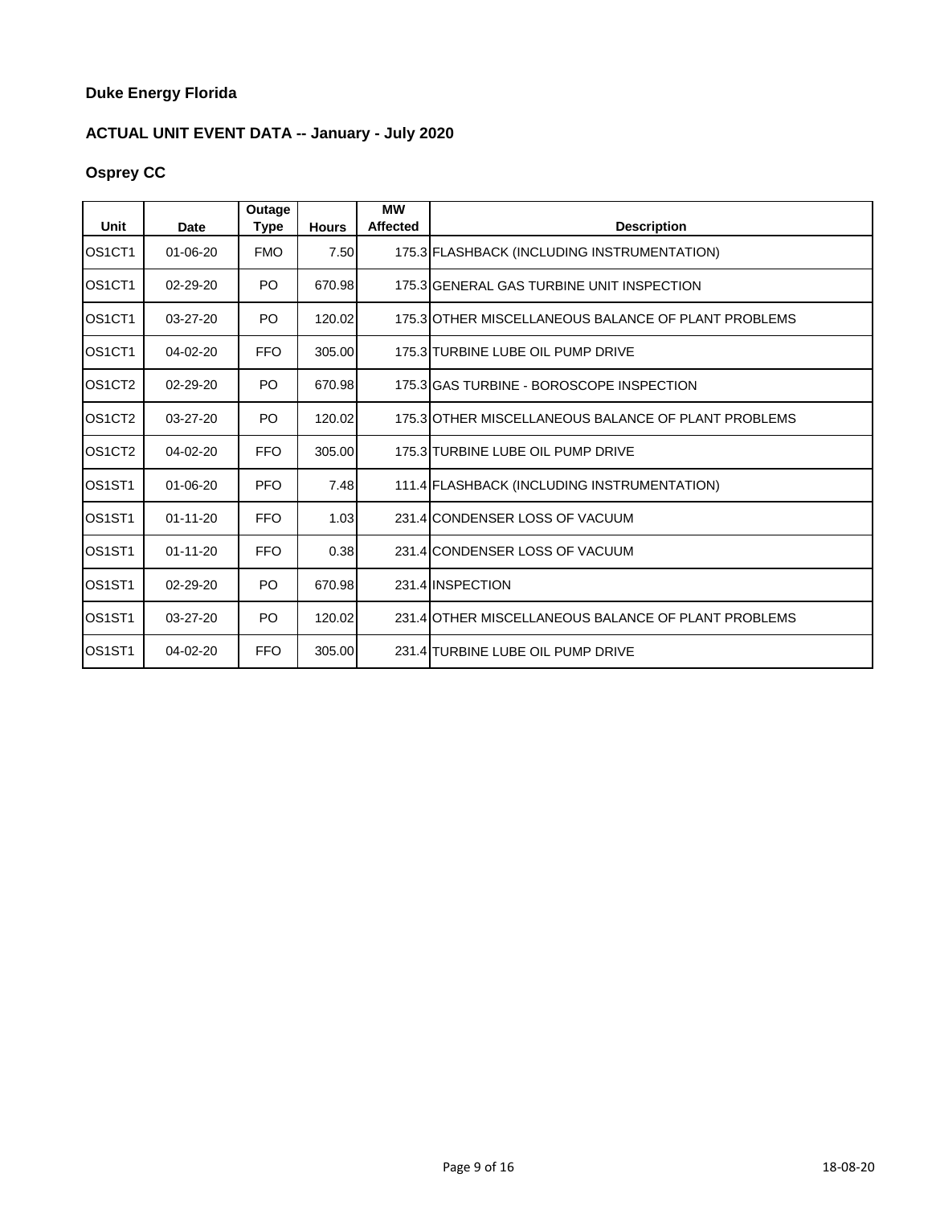**Duke Energy Florida**

**ACTUAL UNIT EVENT DATA -- January - July 2020**

**Osprey CC**

| Unit | Date | Outage Type | Hours | MW Affected | Description |
|---|---|---|---|---|---|
| OS1CT1 | 01-06-20 | FMO | 7.50 | 175.3 | FLASHBACK (INCLUDING INSTRUMENTATION) |
| OS1CT1 | 02-29-20 | PO | 670.98 | 175.3 | GENERAL GAS TURBINE UNIT INSPECTION |
| OS1CT1 | 03-27-20 | PO | 120.02 | 175.3 | OTHER MISCELLANEOUS BALANCE OF PLANT PROBLEMS |
| OS1CT1 | 04-02-20 | FFO | 305.00 | 175.3 | TURBINE LUBE OIL PUMP DRIVE |
| OS1CT2 | 02-29-20 | PO | 670.98 | 175.3 | GAS TURBINE - BOROSCOPE INSPECTION |
| OS1CT2 | 03-27-20 | PO | 120.02 | 175.3 | OTHER MISCELLANEOUS BALANCE OF PLANT PROBLEMS |
| OS1CT2 | 04-02-20 | FFO | 305.00 | 175.3 | TURBINE LUBE OIL PUMP DRIVE |
| OS1ST1 | 01-06-20 | PFO | 7.48 | 111.4 | FLASHBACK (INCLUDING INSTRUMENTATION) |
| OS1ST1 | 01-11-20 | FFO | 1.03 | 231.4 | CONDENSER LOSS OF VACUUM |
| OS1ST1 | 01-11-20 | FFO | 0.38 | 231.4 | CONDENSER LOSS OF VACUUM |
| OS1ST1 | 02-29-20 | PO | 670.98 | 231.4 | INSPECTION |
| OS1ST1 | 03-27-20 | PO | 120.02 | 231.4 | OTHER MISCELLANEOUS BALANCE OF PLANT PROBLEMS |
| OS1ST1 | 04-02-20 | FFO | 305.00 | 231.4 | TURBINE LUBE OIL PUMP DRIVE |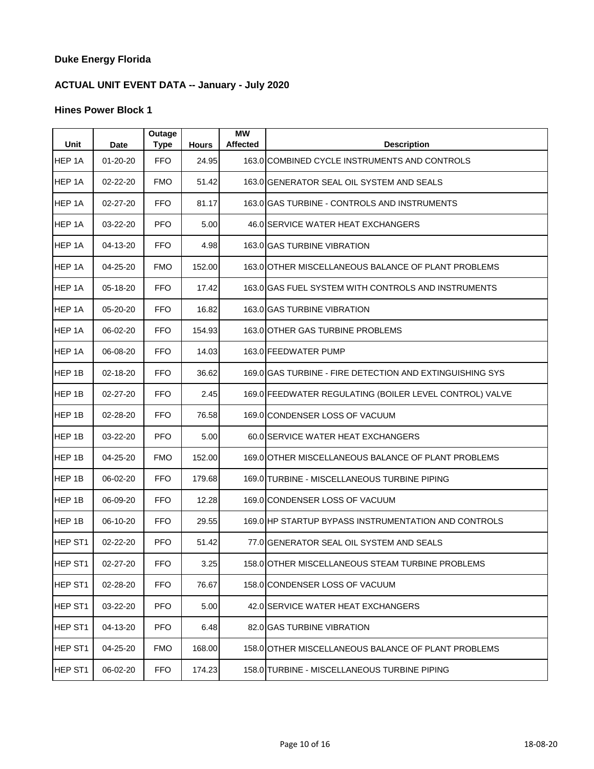**Duke Energy Florida**

**ACTUAL UNIT EVENT DATA -- January - July 2020**

**Hines Power Block 1**

| Unit | Date | Outage Type | Hours | MW Affected | Description |
|---|---|---|---|---|---|
| HEP 1A | 01-20-20 | FFO | 24.95 | 163.0 | COMBINED CYCLE INSTRUMENTS AND CONTROLS |
| HEP 1A | 02-22-20 | FMO | 51.42 | 163.0 | GENERATOR SEAL OIL SYSTEM AND SEALS |
| HEP 1A | 02-27-20 | FFO | 81.17 | 163.0 | GAS TURBINE - CONTROLS AND INSTRUMENTS |
| HEP 1A | 03-22-20 | PFO | 5.00 | 46.0 | SERVICE WATER HEAT EXCHANGERS |
| HEP 1A | 04-13-20 | FFO | 4.98 | 163.0 | GAS TURBINE VIBRATION |
| HEP 1A | 04-25-20 | FMO | 152.00 | 163.0 | OTHER MISCELLANEOUS BALANCE OF PLANT PROBLEMS |
| HEP 1A | 05-18-20 | FFO | 17.42 | 163.0 | GAS FUEL SYSTEM WITH CONTROLS AND INSTRUMENTS |
| HEP 1A | 05-20-20 | FFO | 16.82 | 163.0 | GAS TURBINE VIBRATION |
| HEP 1A | 06-02-20 | FFO | 154.93 | 163.0 | OTHER GAS TURBINE PROBLEMS |
| HEP 1A | 06-08-20 | FFO | 14.03 | 163.0 | FEEDWATER PUMP |
| HEP 1B | 02-18-20 | FFO | 36.62 | 169.0 | GAS TURBINE - FIRE DETECTION AND EXTINGUISHING SYS |
| HEP 1B | 02-27-20 | FFO | 2.45 | 169.0 | FEEDWATER REGULATING (BOILER LEVEL CONTROL) VALVE |
| HEP 1B | 02-28-20 | FFO | 76.58 | 169.0 | CONDENSER LOSS OF VACUUM |
| HEP 1B | 03-22-20 | PFO | 5.00 | 60.0 | SERVICE WATER HEAT EXCHANGERS |
| HEP 1B | 04-25-20 | FMO | 152.00 | 169.0 | OTHER MISCELLANEOUS BALANCE OF PLANT PROBLEMS |
| HEP 1B | 06-02-20 | FFO | 179.68 | 169.0 | TURBINE - MISCELLANEOUS TURBINE PIPING |
| HEP 1B | 06-09-20 | FFO | 12.28 | 169.0 | CONDENSER LOSS OF VACUUM |
| HEP 1B | 06-10-20 | FFO | 29.55 | 169.0 | HP STARTUP BYPASS INSTRUMENTATION AND CONTROLS |
| HEP ST1 | 02-22-20 | PFO | 51.42 | 77.0 | GENERATOR SEAL OIL SYSTEM AND SEALS |
| HEP ST1 | 02-27-20 | FFO | 3.25 | 158.0 | OTHER MISCELLANEOUS STEAM TURBINE PROBLEMS |
| HEP ST1 | 02-28-20 | FFO | 76.67 | 158.0 | CONDENSER LOSS OF VACUUM |
| HEP ST1 | 03-22-20 | PFO | 5.00 | 42.0 | SERVICE WATER HEAT EXCHANGERS |
| HEP ST1 | 04-13-20 | PFO | 6.48 | 82.0 | GAS TURBINE VIBRATION |
| HEP ST1 | 04-25-20 | FMO | 168.00 | 158.0 | OTHER MISCELLANEOUS BALANCE OF PLANT PROBLEMS |
| HEP ST1 | 06-02-20 | FFO | 174.23 | 158.0 | TURBINE - MISCELLANEOUS TURBINE PIPING |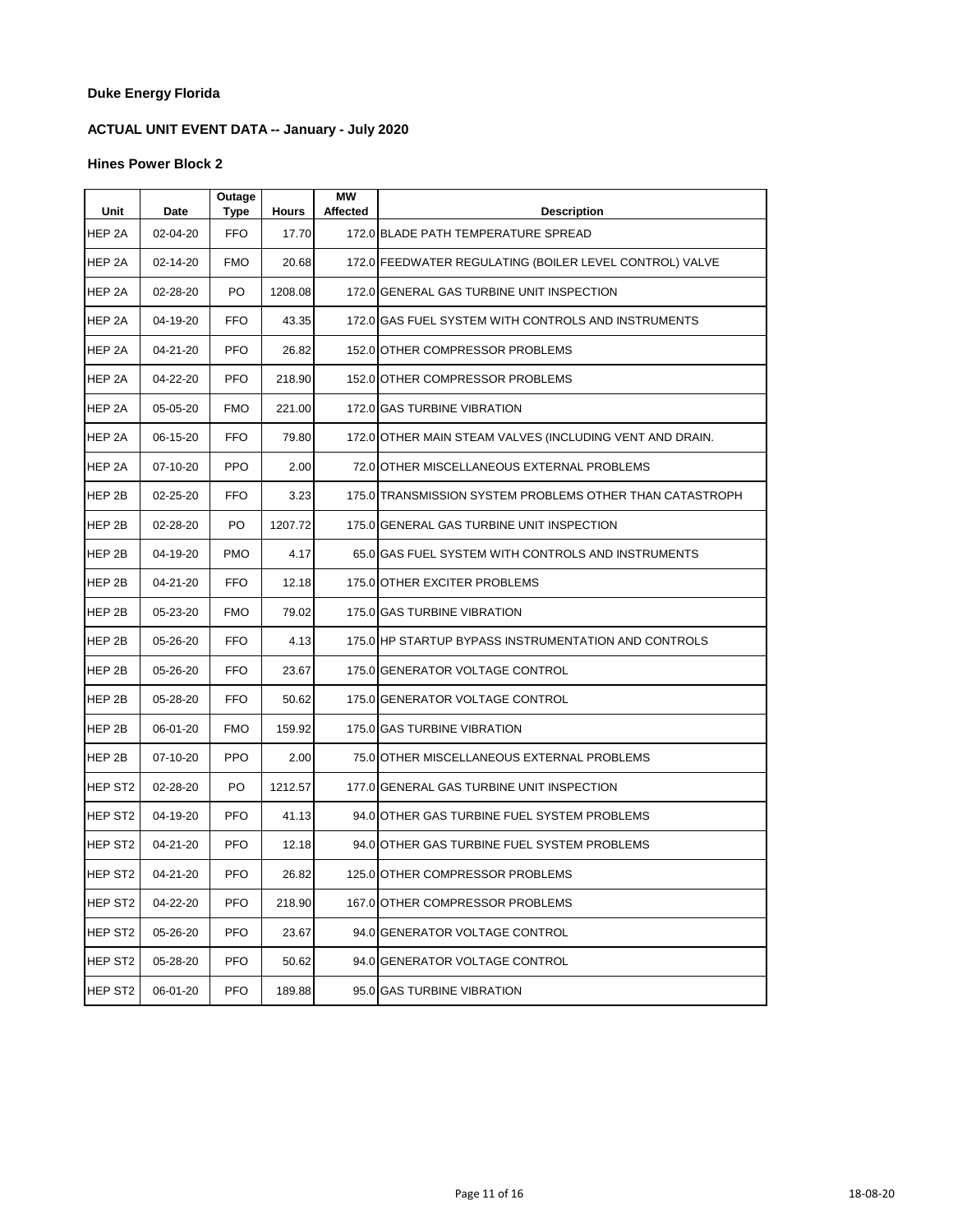**Duke Energy Florida**

**ACTUAL UNIT EVENT DATA -- January - July 2020**

**Hines Power Block 2**

| Unit | Date | Outage Type | Hours | MW Affected | Description |
|---|---|---|---|---|---|
| HEP 2A | 02-04-20 | FFO | 17.70 | 172.0 | BLADE PATH TEMPERATURE SPREAD |
| HEP 2A | 02-14-20 | FMO | 20.68 | 172.0 | FEEDWATER REGULATING (BOILER LEVEL CONTROL) VALVE |
| HEP 2A | 02-28-20 | PO | 1208.08 | 172.0 | GENERAL GAS TURBINE UNIT INSPECTION |
| HEP 2A | 04-19-20 | FFO | 43.35 | 172.0 | GAS FUEL SYSTEM WITH CONTROLS AND INSTRUMENTS |
| HEP 2A | 04-21-20 | PFO | 26.82 | 152.0 | OTHER COMPRESSOR PROBLEMS |
| HEP 2A | 04-22-20 | PFO | 218.90 | 152.0 | OTHER COMPRESSOR PROBLEMS |
| HEP 2A | 05-05-20 | FMO | 221.00 | 172.0 | GAS TURBINE VIBRATION |
| HEP 2A | 06-15-20 | FFO | 79.80 | 172.0 | OTHER MAIN STEAM VALVES (INCLUDING VENT AND DRAIN. |
| HEP 2A | 07-10-20 | PPO | 2.00 | 72.0 | OTHER MISCELLANEOUS EXTERNAL PROBLEMS |
| HEP 2B | 02-25-20 | FFO | 3.23 | 175.0 | TRANSMISSION SYSTEM PROBLEMS OTHER THAN CATASTROPH |
| HEP 2B | 02-28-20 | PO | 1207.72 | 175.0 | GENERAL GAS TURBINE UNIT INSPECTION |
| HEP 2B | 04-19-20 | PMO | 4.17 | 65.0 | GAS FUEL SYSTEM WITH CONTROLS AND INSTRUMENTS |
| HEP 2B | 04-21-20 | FFO | 12.18 | 175.0 | OTHER EXCITER PROBLEMS |
| HEP 2B | 05-23-20 | FMO | 79.02 | 175.0 | GAS TURBINE VIBRATION |
| HEP 2B | 05-26-20 | FFO | 4.13 | 175.0 | HP STARTUP BYPASS INSTRUMENTATION AND CONTROLS |
| HEP 2B | 05-26-20 | FFO | 23.67 | 175.0 | GENERATOR VOLTAGE CONTROL |
| HEP 2B | 05-28-20 | FFO | 50.62 | 175.0 | GENERATOR VOLTAGE CONTROL |
| HEP 2B | 06-01-20 | FMO | 159.92 | 175.0 | GAS TURBINE VIBRATION |
| HEP 2B | 07-10-20 | PPO | 2.00 | 75.0 | OTHER MISCELLANEOUS EXTERNAL PROBLEMS |
| HEP ST2 | 02-28-20 | PO | 1212.57 | 177.0 | GENERAL GAS TURBINE UNIT INSPECTION |
| HEP ST2 | 04-19-20 | PFO | 41.13 | 94.0 | OTHER GAS TURBINE FUEL SYSTEM PROBLEMS |
| HEP ST2 | 04-21-20 | PFO | 12.18 | 94.0 | OTHER GAS TURBINE FUEL SYSTEM PROBLEMS |
| HEP ST2 | 04-21-20 | PFO | 26.82 | 125.0 | OTHER COMPRESSOR PROBLEMS |
| HEP ST2 | 04-22-20 | PFO | 218.90 | 167.0 | OTHER COMPRESSOR PROBLEMS |
| HEP ST2 | 05-26-20 | PFO | 23.67 | 94.0 | GENERATOR VOLTAGE CONTROL |
| HEP ST2 | 05-28-20 | PFO | 50.62 | 94.0 | GENERATOR VOLTAGE CONTROL |
| HEP ST2 | 06-01-20 | PFO | 189.88 | 95.0 | GAS TURBINE VIBRATION |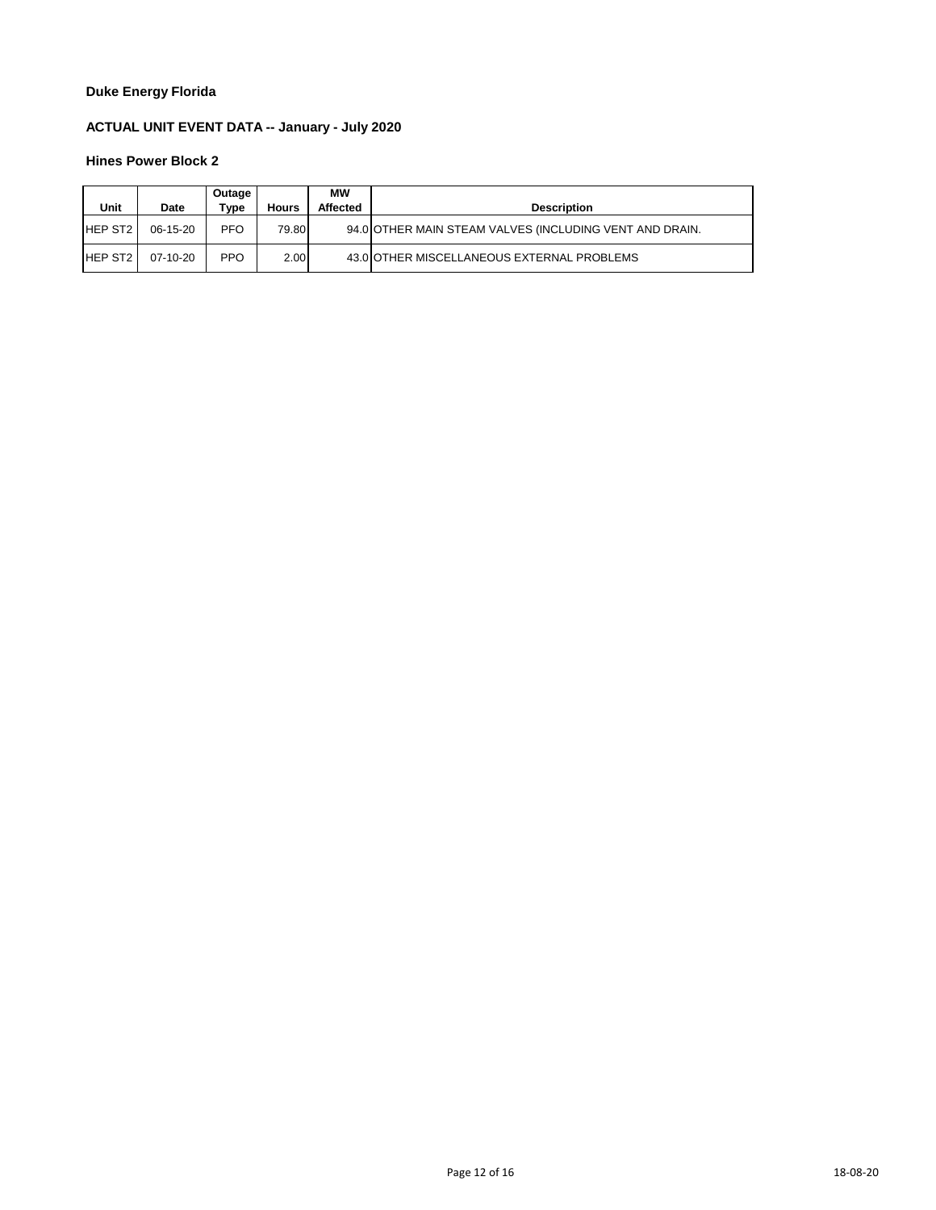**Duke Energy Florida**

**ACTUAL UNIT EVENT DATA -- January - July 2020**

**Hines Power Block 2**

| Unit | Date | Outage Type | Hours | MW Affected | Description |
|---|---|---|---|---|---|
| HEP ST2 | 06-15-20 | PFO | 79.80 | 94.0 | OTHER MAIN STEAM VALVES (INCLUDING VENT AND DRAIN. |
| HEP ST2 | 07-10-20 | PPO | 2.00 | 43.0 | OTHER MISCELLANEOUS EXTERNAL PROBLEMS |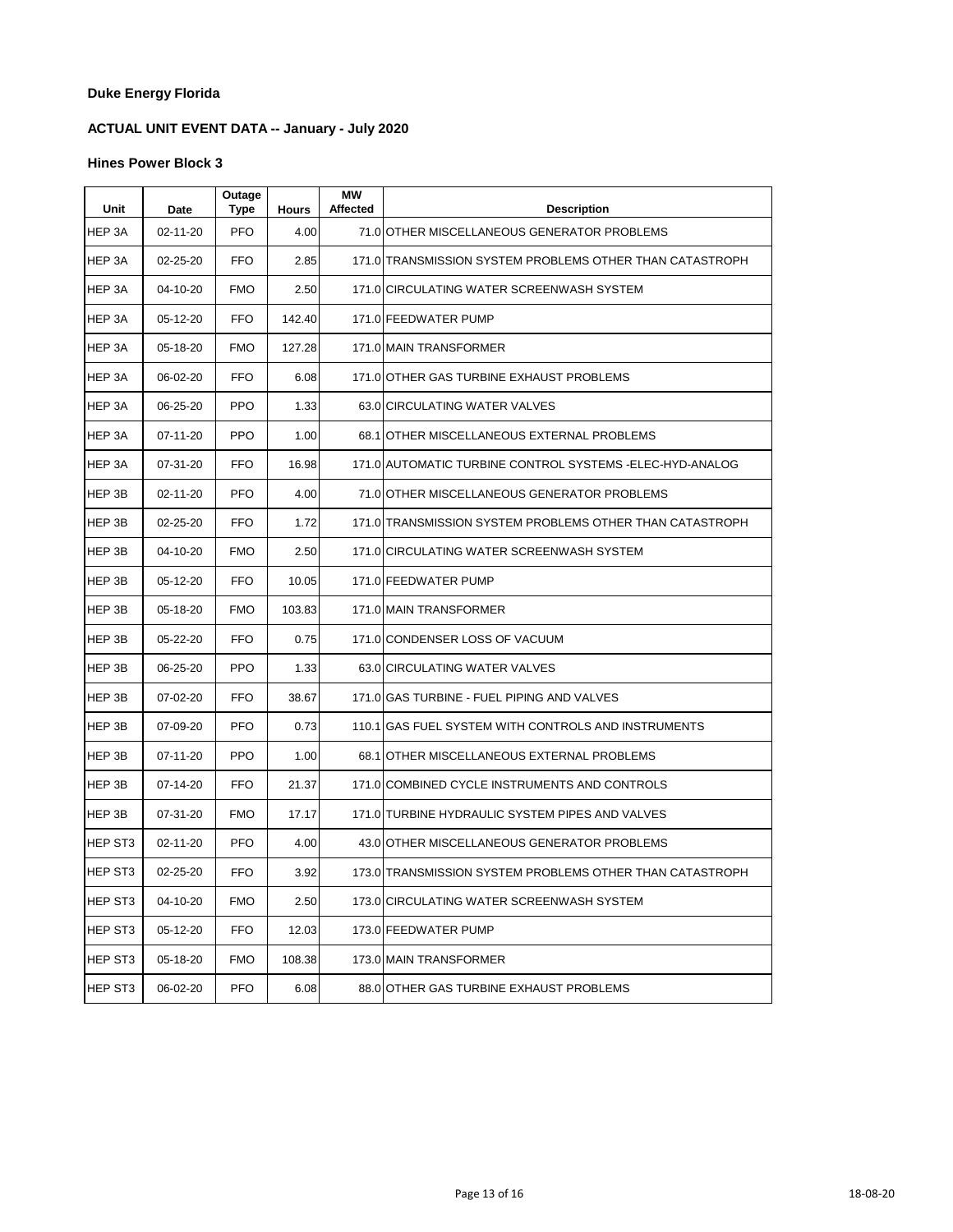**Duke Energy Florida**

**ACTUAL UNIT EVENT DATA -- January - July 2020**

**Hines Power Block 3**

| Unit | Date | Outage Type | Hours | MW Affected | Description |
|---|---|---|---|---|---|
| HEP 3A | 02-11-20 | PFO | 4.00 | 71.0 | OTHER MISCELLANEOUS GENERATOR PROBLEMS |
| HEP 3A | 02-25-20 | FFO | 2.85 | 171.0 | TRANSMISSION SYSTEM PROBLEMS OTHER THAN CATASTROPH |
| HEP 3A | 04-10-20 | FMO | 2.50 | 171.0 | CIRCULATING WATER SCREENWASH SYSTEM |
| HEP 3A | 05-12-20 | FFO | 142.40 | 171.0 | FEEDWATER PUMP |
| HEP 3A | 05-18-20 | FMO | 127.28 | 171.0 | MAIN TRANSFORMER |
| HEP 3A | 06-02-20 | FFO | 6.08 | 171.0 | OTHER GAS TURBINE EXHAUST PROBLEMS |
| HEP 3A | 06-25-20 | PPO | 1.33 | 63.0 | CIRCULATING WATER VALVES |
| HEP 3A | 07-11-20 | PPO | 1.00 | 68.1 | OTHER MISCELLANEOUS EXTERNAL PROBLEMS |
| HEP 3A | 07-31-20 | FFO | 16.98 | 171.0 | AUTOMATIC TURBINE CONTROL SYSTEMS -ELEC-HYD-ANALOG |
| HEP 3B | 02-11-20 | PFO | 4.00 | 71.0 | OTHER MISCELLANEOUS GENERATOR PROBLEMS |
| HEP 3B | 02-25-20 | FFO | 1.72 | 171.0 | TRANSMISSION SYSTEM PROBLEMS OTHER THAN CATASTROPH |
| HEP 3B | 04-10-20 | FMO | 2.50 | 171.0 | CIRCULATING WATER SCREENWASH SYSTEM |
| HEP 3B | 05-12-20 | FFO | 10.05 | 171.0 | FEEDWATER PUMP |
| HEP 3B | 05-18-20 | FMO | 103.83 | 171.0 | MAIN TRANSFORMER |
| HEP 3B | 05-22-20 | FFO | 0.75 | 171.0 | CONDENSER LOSS OF VACUUM |
| HEP 3B | 06-25-20 | PPO | 1.33 | 63.0 | CIRCULATING WATER VALVES |
| HEP 3B | 07-02-20 | FFO | 38.67 | 171.0 | GAS TURBINE - FUEL PIPING AND VALVES |
| HEP 3B | 07-09-20 | PFO | 0.73 | 110.1 | GAS FUEL SYSTEM WITH CONTROLS AND INSTRUMENTS |
| HEP 3B | 07-11-20 | PPO | 1.00 | 68.1 | OTHER MISCELLANEOUS EXTERNAL PROBLEMS |
| HEP 3B | 07-14-20 | FFO | 21.37 | 171.0 | COMBINED CYCLE INSTRUMENTS AND CONTROLS |
| HEP 3B | 07-31-20 | FMO | 17.17 | 171.0 | TURBINE HYDRAULIC SYSTEM PIPES AND VALVES |
| HEP ST3 | 02-11-20 | PFO | 4.00 | 43.0 | OTHER MISCELLANEOUS GENERATOR PROBLEMS |
| HEP ST3 | 02-25-20 | FFO | 3.92 | 173.0 | TRANSMISSION SYSTEM PROBLEMS OTHER THAN CATASTROPH |
| HEP ST3 | 04-10-20 | FMO | 2.50 | 173.0 | CIRCULATING WATER SCREENWASH SYSTEM |
| HEP ST3 | 05-12-20 | FFO | 12.03 | 173.0 | FEEDWATER PUMP |
| HEP ST3 | 05-18-20 | FMO | 108.38 | 173.0 | MAIN TRANSFORMER |
| HEP ST3 | 06-02-20 | PFO | 6.08 | 88.0 | OTHER GAS TURBINE EXHAUST PROBLEMS |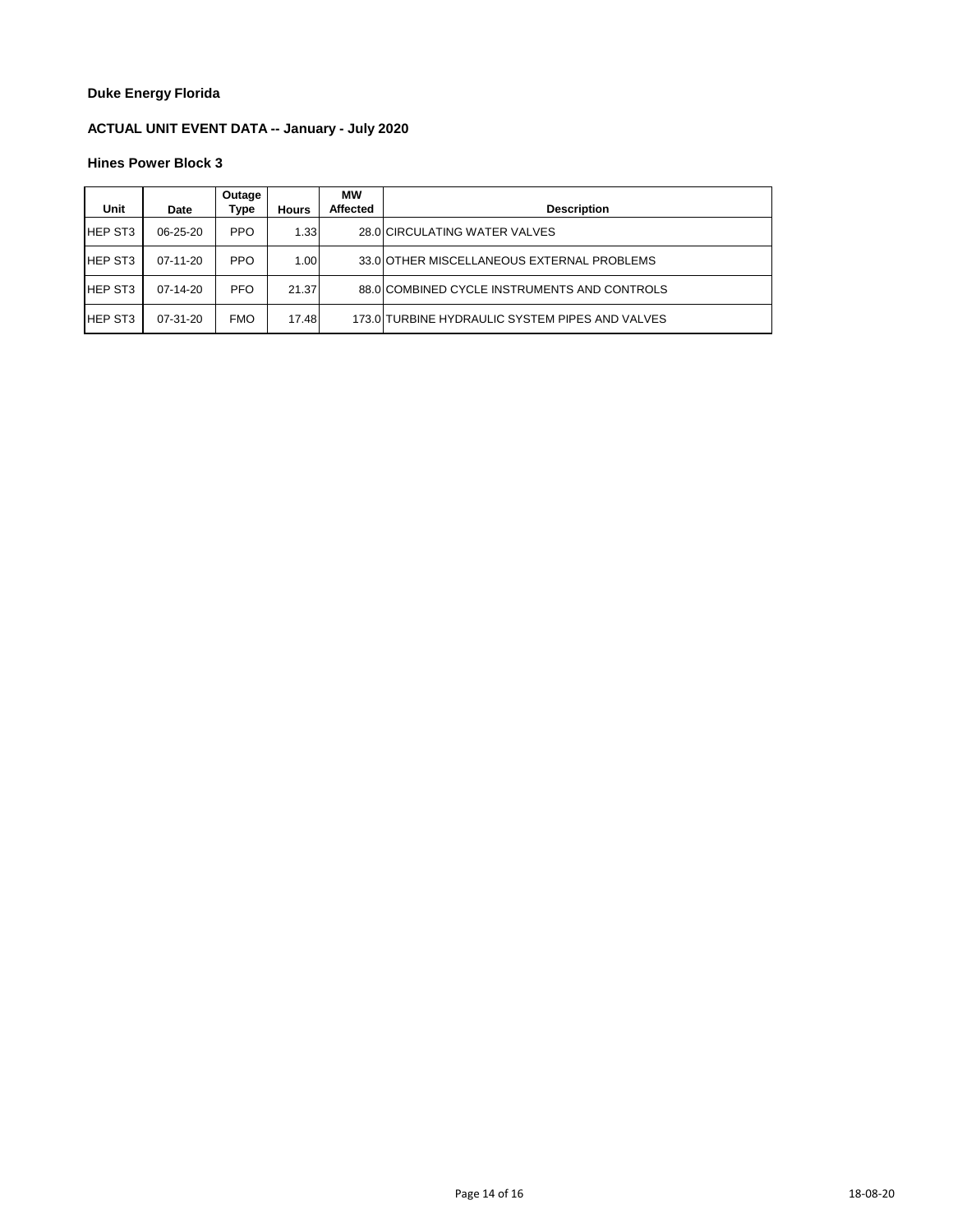**Duke Energy Florida**

**ACTUAL UNIT EVENT DATA -- January - July 2020**

**Hines Power Block 3**

| Unit | Date | Outage Type | Hours | MW Affected | Description |
|---|---|---|---|---|---|
| HEP ST3 | 06-25-20 | PPO | 1.33 | 28.0 | CIRCULATING WATER VALVES |
| HEP ST3 | 07-11-20 | PPO | 1.00 | 33.0 | OTHER MISCELLANEOUS EXTERNAL PROBLEMS |
| HEP ST3 | 07-14-20 | PFO | 21.37 | 88.0 | COMBINED CYCLE INSTRUMENTS AND CONTROLS |
| HEP ST3 | 07-31-20 | FMO | 17.48 | 173.0 | TURBINE HYDRAULIC SYSTEM PIPES AND VALVES |

18-08-20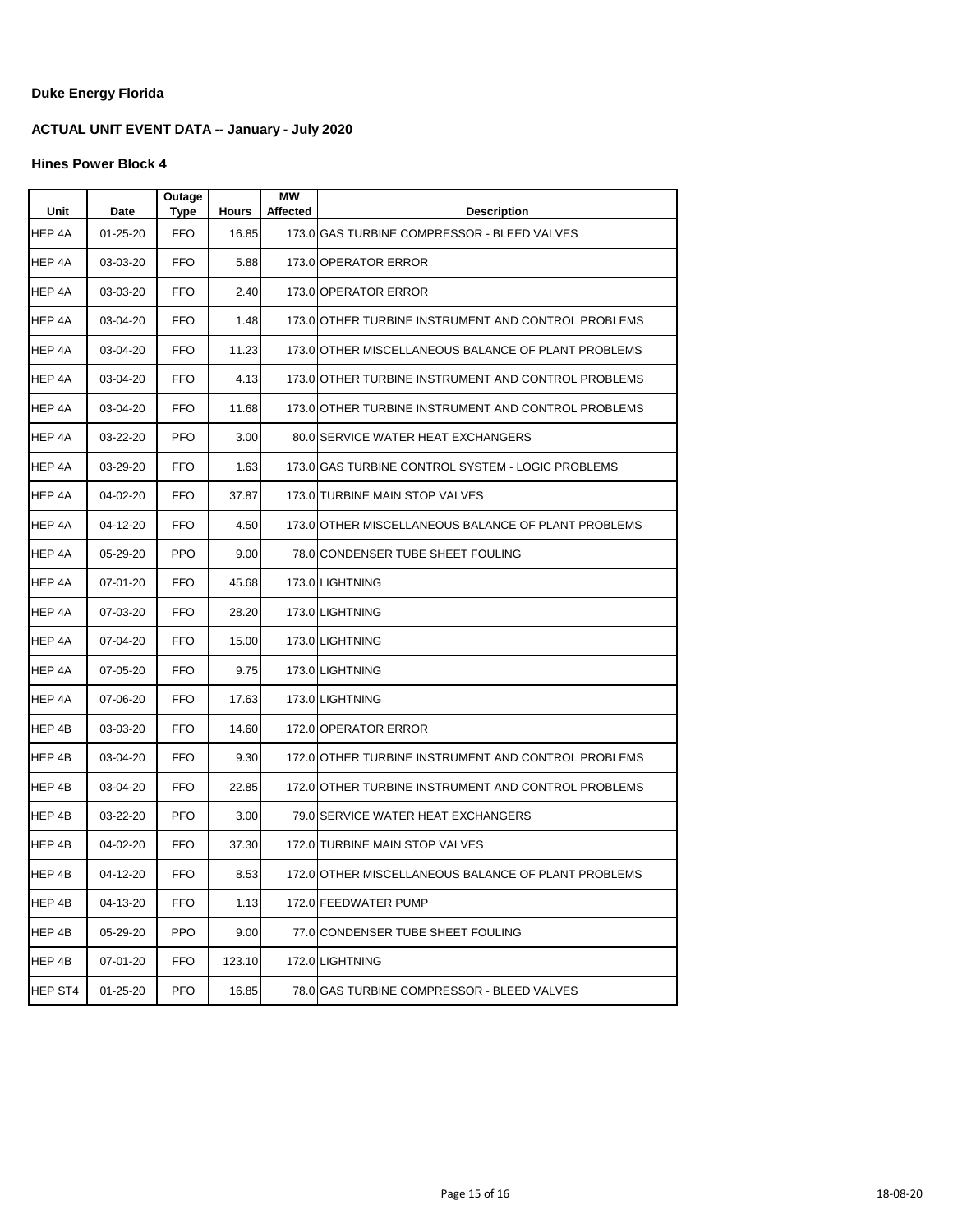**Duke Energy Florida**

**ACTUAL UNIT EVENT DATA -- January - July 2020**

**Hines Power Block 4**

| Unit | Date | Outage Type | Hours | MW Affected | Description |
|---|---|---|---|---|---|
| HEP 4A | 01-25-20 | FFO | 16.85 | 173.0 | GAS TURBINE COMPRESSOR - BLEED VALVES |
| HEP 4A | 03-03-20 | FFO | 5.88 | 173.0 | OPERATOR ERROR |
| HEP 4A | 03-03-20 | FFO | 2.40 | 173.0 | OPERATOR ERROR |
| HEP 4A | 03-04-20 | FFO | 1.48 | 173.0 | OTHER TURBINE INSTRUMENT AND CONTROL PROBLEMS |
| HEP 4A | 03-04-20 | FFO | 11.23 | 173.0 | OTHER MISCELLANEOUS BALANCE OF PLANT PROBLEMS |
| HEP 4A | 03-04-20 | FFO | 4.13 | 173.0 | OTHER TURBINE INSTRUMENT AND CONTROL PROBLEMS |
| HEP 4A | 03-04-20 | FFO | 11.68 | 173.0 | OTHER TURBINE INSTRUMENT AND CONTROL PROBLEMS |
| HEP 4A | 03-22-20 | PFO | 3.00 | 80.0 | SERVICE WATER HEAT EXCHANGERS |
| HEP 4A | 03-29-20 | FFO | 1.63 | 173.0 | GAS TURBINE CONTROL SYSTEM - LOGIC PROBLEMS |
| HEP 4A | 04-02-20 | FFO | 37.87 | 173.0 | TURBINE MAIN STOP VALVES |
| HEP 4A | 04-12-20 | FFO | 4.50 | 173.0 | OTHER MISCELLANEOUS BALANCE OF PLANT PROBLEMS |
| HEP 4A | 05-29-20 | PPO | 9.00 | 78.0 | CONDENSER TUBE SHEET FOULING |
| HEP 4A | 07-01-20 | FFO | 45.68 | 173.0 | LIGHTNING |
| HEP 4A | 07-03-20 | FFO | 28.20 | 173.0 | LIGHTNING |
| HEP 4A | 07-04-20 | FFO | 15.00 | 173.0 | LIGHTNING |
| HEP 4A | 07-05-20 | FFO | 9.75 | 173.0 | LIGHTNING |
| HEP 4A | 07-06-20 | FFO | 17.63 | 173.0 | LIGHTNING |
| HEP 4B | 03-03-20 | FFO | 14.60 | 172.0 | OPERATOR ERROR |
| HEP 4B | 03-04-20 | FFO | 9.30 | 172.0 | OTHER TURBINE INSTRUMENT AND CONTROL PROBLEMS |
| HEP 4B | 03-04-20 | FFO | 22.85 | 172.0 | OTHER TURBINE INSTRUMENT AND CONTROL PROBLEMS |
| HEP 4B | 03-22-20 | PFO | 3.00 | 79.0 | SERVICE WATER HEAT EXCHANGERS |
| HEP 4B | 04-02-20 | FFO | 37.30 | 172.0 | TURBINE MAIN STOP VALVES |
| HEP 4B | 04-12-20 | FFO | 8.53 | 172.0 | OTHER MISCELLANEOUS BALANCE OF PLANT PROBLEMS |
| HEP 4B | 04-13-20 | FFO | 1.13 | 172.0 | FEEDWATER PUMP |
| HEP 4B | 05-29-20 | PPO | 9.00 | 77.0 | CONDENSER TUBE SHEET FOULING |
| HEP 4B | 07-01-20 | FFO | 123.10 | 172.0 | LIGHTNING |
| HEP ST4 | 01-25-20 | PFO | 16.85 | 78.0 | GAS TURBINE COMPRESSOR - BLEED VALVES |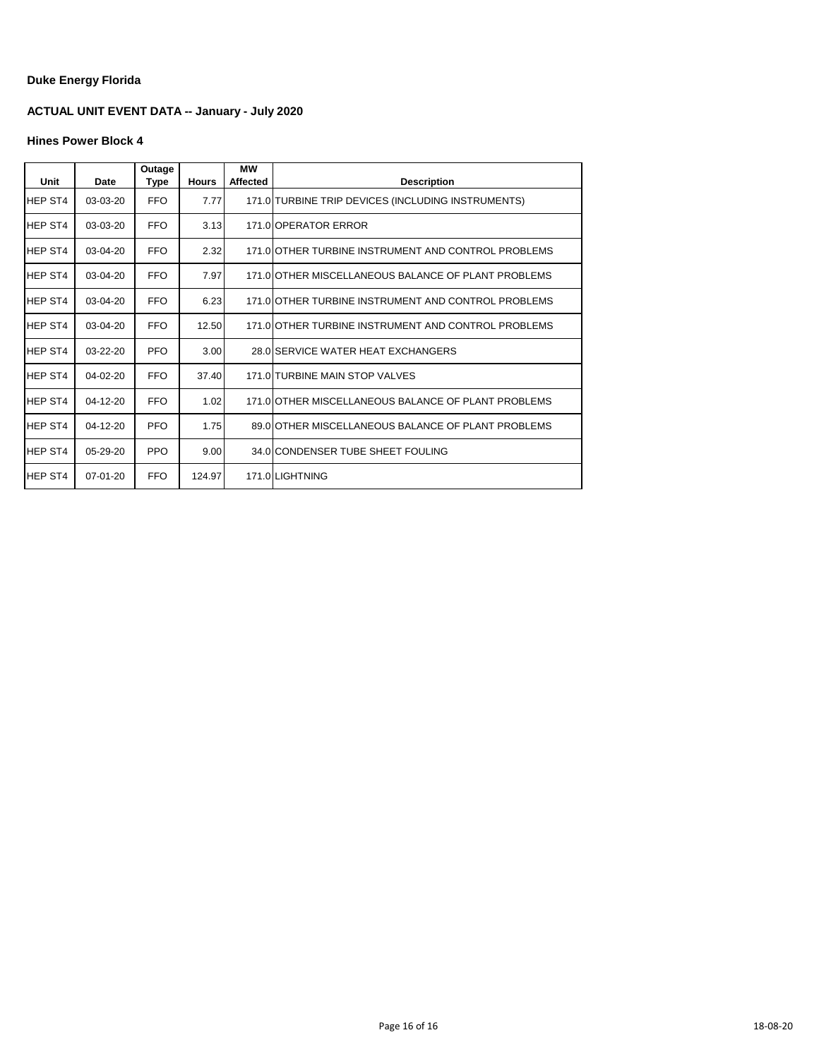**Duke Energy Florida**

**ACTUAL UNIT EVENT DATA -- January - July 2020**

**Hines Power Block 4**

| Unit | Date | Outage Type | Hours | MW Affected | Description |
|---|---|---|---|---|---|
| HEP ST4 | 03-03-20 | FFO | 7.77 | 171.0 | TURBINE TRIP DEVICES (INCLUDING INSTRUMENTS) |
| HEP ST4 | 03-03-20 | FFO | 3.13 | 171.0 | OPERATOR ERROR |
| HEP ST4 | 03-04-20 | FFO | 2.32 | 171.0 | OTHER TURBINE INSTRUMENT AND CONTROL PROBLEMS |
| HEP ST4 | 03-04-20 | FFO | 7.97 | 171.0 | OTHER MISCELLANEOUS BALANCE OF PLANT PROBLEMS |
| HEP ST4 | 03-04-20 | FFO | 6.23 | 171.0 | OTHER TURBINE INSTRUMENT AND CONTROL PROBLEMS |
| HEP ST4 | 03-04-20 | FFO | 12.50 | 171.0 | OTHER TURBINE INSTRUMENT AND CONTROL PROBLEMS |
| HEP ST4 | 03-22-20 | PFO | 3.00 | 28.0 | SERVICE WATER HEAT EXCHANGERS |
| HEP ST4 | 04-02-20 | FFO | 37.40 | 171.0 | TURBINE MAIN STOP VALVES |
| HEP ST4 | 04-12-20 | FFO | 1.02 | 171.0 | OTHER MISCELLANEOUS BALANCE OF PLANT PROBLEMS |
| HEP ST4 | 04-12-20 | PFO | 1.75 | 89.0 | OTHER MISCELLANEOUS BALANCE OF PLANT PROBLEMS |
| HEP ST4 | 05-29-20 | PPO | 9.00 | 34.0 | CONDENSER TUBE SHEET FOULING |
| HEP ST4 | 07-01-20 | FFO | 124.97 | 171.0 | LIGHTNING |